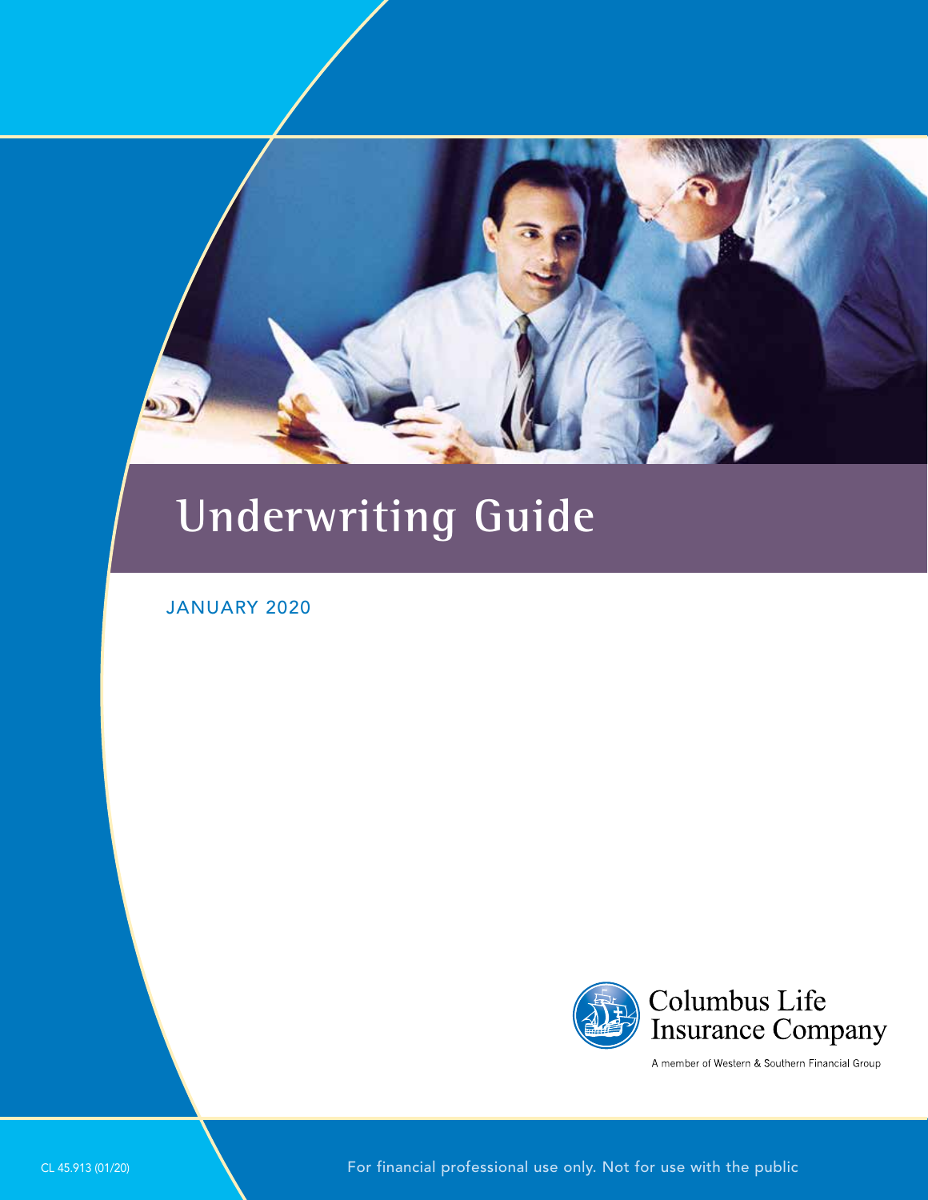# Underwriting Guide

JANUARY 2020

Columbus Life Insurance Company

A member of Western & Southern Financial Group

CL 45.913 (01/20)

For financial professional use only. Not for use with the public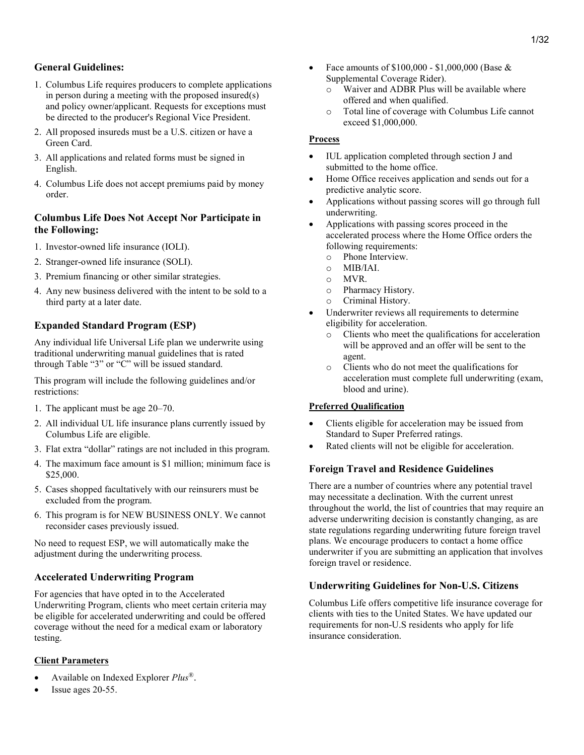## General Guidelines:

1. Columbus Life requires producers to complete applications in person during a meeting with the proposed insured(s) and policy owner/applicant. Requests for exceptions must be directed to the producer's Regional Vice President.
2. All proposed insureds must be a U.S. citizen or have a Green Card.
3. All applications and related forms must be signed in English.
4. Columbus Life does not accept premiums paid by money order.

## Columbus Life Does Not Accept Nor Participate in the Following:

1. Investor-owned life insurance (IOLI).
2. Stranger-owned life insurance (SOLI).
3. Premium financing or other similar strategies.
4. Any new business delivered with the intent to be sold to a third party at a later date.

## Expanded Standard Program (ESP)

Any individual life Universal Life plan we underwrite using traditional underwriting manual guidelines that is rated through Table "3" or "C" will be issued standard.

This program will include the following guidelines and/or restrictions:

1. The applicant must be age 20–70.
2. All individual UL life insurance plans currently issued by Columbus Life are eligible.
3. Flat extra "dollar" ratings are not included in this program.
4. The maximum face amount is $1 million; minimum face is $25,000.
5. Cases shopped facultatively with our reinsurers must be excluded from the program.
6. This program is for NEW BUSINESS ONLY. We cannot reconsider cases previously issued.

No need to request ESP, we will automatically make the adjustment during the underwriting process.

## Accelerated Underwriting Program

For agencies that have opted in to the Accelerated Underwriting Program, clients who meet certain criteria may be eligible for accelerated underwriting and could be offered coverage without the need for a medical exam or laboratory testing.

**Client Parameters**

- Available on Indexed Explorer *Plus*®.
- Issue ages 20-55.
- Face amounts of $100,000 - $1,000,000 (Base & Supplemental Coverage Rider).
  - Waiver and ADBR Plus will be available where offered and when qualified.
  - Total line of coverage with Columbus Life cannot exceed $1,000,000.

**Process**

- IUL application completed through section J and submitted to the home office.
- Home Office receives application and sends out for a predictive analytic score.
- Applications without passing scores will go through full underwriting.
- Applications with passing scores proceed in the accelerated process where the Home Office orders the following requirements:
  - Phone Interview.
  - MIB/IAI.
  - MVR.
  - Pharmacy History.
  - Criminal History.
- Underwriter reviews all requirements to determine eligibility for acceleration.
  - Clients who meet the qualifications for acceleration will be approved and an offer will be sent to the agent.
  - Clients who do not meet the qualifications for acceleration must complete full underwriting (exam, blood and urine).

**Preferred Qualification**

- Clients eligible for acceleration may be issued from Standard to Super Preferred ratings.
- Rated clients will not be eligible for acceleration.

## Foreign Travel and Residence Guidelines

There are a number of countries where any potential travel may necessitate a declination. With the current unrest throughout the world, the list of countries that may require an adverse underwriting decision is constantly changing, as are state regulations regarding underwriting future foreign travel plans. We encourage producers to contact a home office underwriter if you are submitting an application that involves foreign travel or residence.

## Underwriting Guidelines for Non-U.S. Citizens

Columbus Life offers competitive life insurance coverage for clients with ties to the United States. We have updated our requirements for non-U.S residents who apply for life insurance consideration.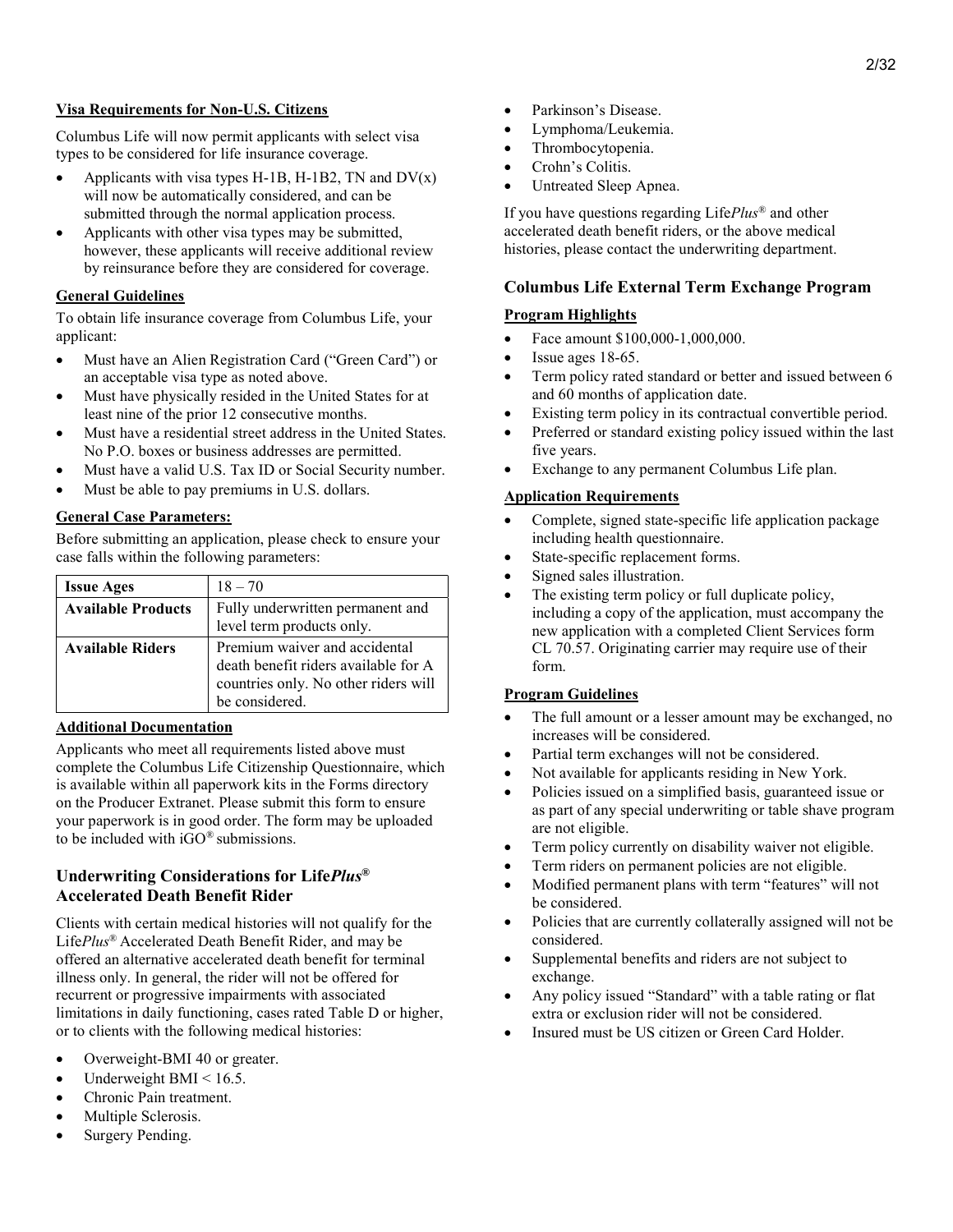#### Visa Requirements for Non-U.S. Citizens

Columbus Life will now permit applicants with select visa types to be considered for life insurance coverage.

- Applicants with visa types H-1B, H-1B2, TN and DV(x) will now be automatically considered, and can be submitted through the normal application process.
- Applicants with other visa types may be submitted, however, these applicants will receive additional review by reinsurance before they are considered for coverage.

#### General Guidelines

To obtain life insurance coverage from Columbus Life, your applicant:

- Must have an Alien Registration Card ("Green Card") or an acceptable visa type as noted above.
- Must have physically resided in the United States for at least nine of the prior 12 consecutive months.
- Must have a residential street address in the United States. No P.O. boxes or business addresses are permitted.
- Must have a valid U.S. Tax ID or Social Security number.
- Must be able to pay premiums in U.S. dollars.

#### General Case Parameters:

Before submitting an application, please check to ensure your case falls within the following parameters:

| **Issue Ages** | 18 – 70 |
| --- | --- |
| **Available Products** | Fully underwritten permanent and level term products only. |
| **Available Riders** | Premium waiver and accidental death benefit riders available for A countries only. No other riders will be considered. |

#### Additional Documentation

Applicants who meet all requirements listed above must complete the Columbus Life Citizenship Questionnaire, which is available within all paperwork kits in the Forms directory on the Producer Extranet. Please submit this form to ensure your paperwork is in good order. The form may be uploaded to be included with iGO® submissions.

### Underwriting Considerations for Life*Plus*® Accelerated Death Benefit Rider

Clients with certain medical histories will not qualify for the Life*Plus*® Accelerated Death Benefit Rider, and may be offered an alternative accelerated death benefit for terminal illness only. In general, the rider will not be offered for recurrent or progressive impairments with associated limitations in daily functioning, cases rated Table D or higher, or to clients with the following medical histories:

- Overweight-BMI 40 or greater.
- Underweight BMI < 16.5.
- Chronic Pain treatment.
- Multiple Sclerosis.
- Surgery Pending.
- Parkinson's Disease.
- Lymphoma/Leukemia.
- Thrombocytopenia.
- Crohn's Colitis.
- Untreated Sleep Apnea.

If you have questions regarding Life*Plus*® and other accelerated death benefit riders, or the above medical histories, please contact the underwriting department.

### Columbus Life External Term Exchange Program

#### Program Highlights

- Face amount $100,000-1,000,000.
- Issue ages 18-65.
- Term policy rated standard or better and issued between 6 and 60 months of application date.
- Existing term policy in its contractual convertible period.
- Preferred or standard existing policy issued within the last five years.
- Exchange to any permanent Columbus Life plan.

#### Application Requirements

- Complete, signed state-specific life application package including health questionnaire.
- State-specific replacement forms.
- Signed sales illustration.
- The existing term policy or full duplicate policy, including a copy of the application, must accompany the new application with a completed Client Services form CL 70.57. Originating carrier may require use of their form.

#### Program Guidelines

- The full amount or a lesser amount may be exchanged, no increases will be considered.
- Partial term exchanges will not be considered.
- Not available for applicants residing in New York.
- Policies issued on a simplified basis, guaranteed issue or as part of any special underwriting or table shave program are not eligible.
- Term policy currently on disability waiver not eligible.
- Term riders on permanent policies are not eligible.
- Modified permanent plans with term "features" will not be considered.
- Policies that are currently collaterally assigned will not be considered.
- Supplemental benefits and riders are not subject to exchange.
- Any policy issued "Standard" with a table rating or flat extra or exclusion rider will not be considered.
- Insured must be US citizen or Green Card Holder.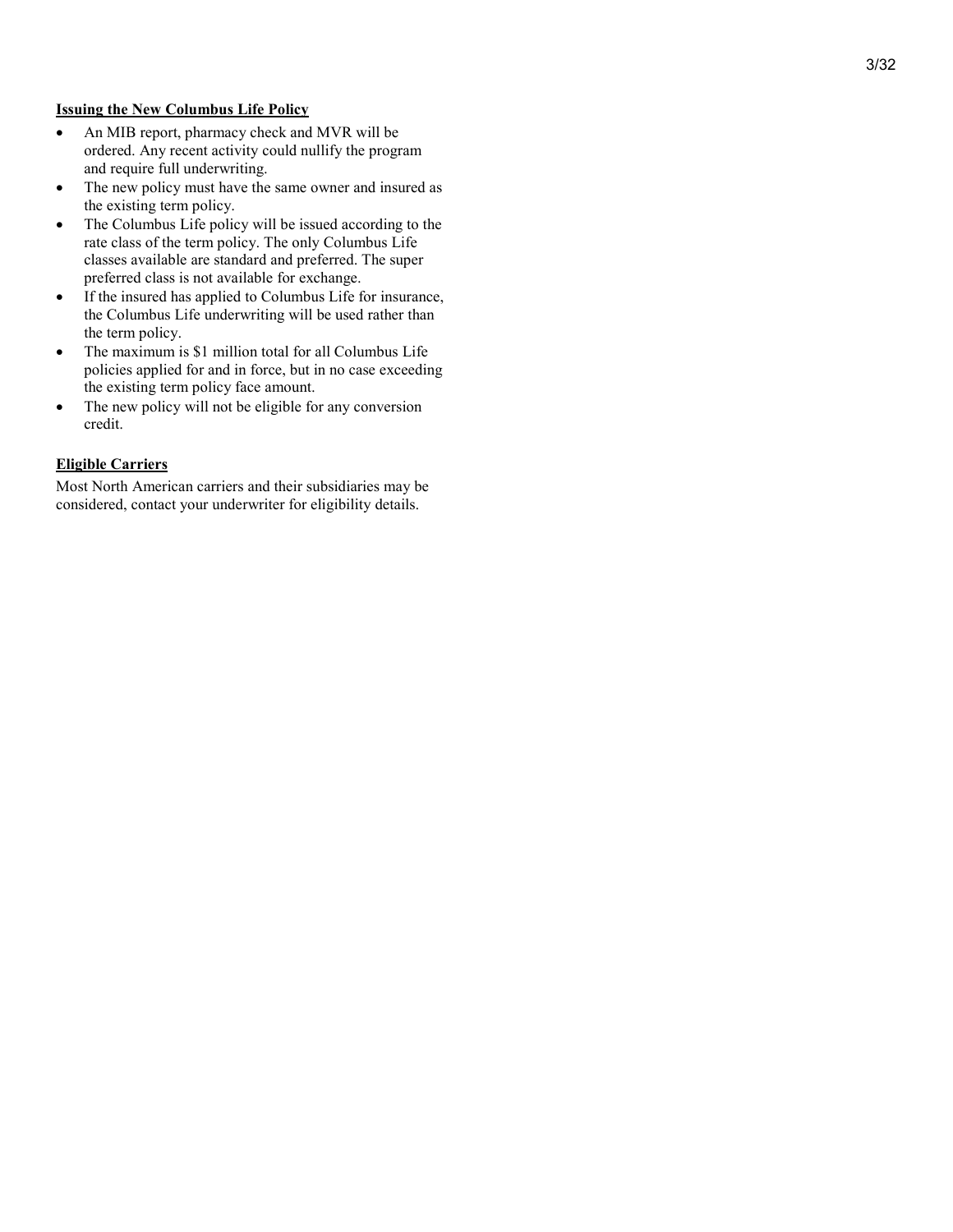**Issuing the New Columbus Life Policy**

- An MIB report, pharmacy check and MVR will be ordered. Any recent activity could nullify the program and require full underwriting.
- The new policy must have the same owner and insured as the existing term policy.
- The Columbus Life policy will be issued according to the rate class of the term policy. The only Columbus Life classes available are standard and preferred. The super preferred class is not available for exchange.
- If the insured has applied to Columbus Life for insurance, the Columbus Life underwriting will be used rather than the term policy.
- The maximum is $1 million total for all Columbus Life policies applied for and in force, but in no case exceeding the existing term policy face amount.
- The new policy will not be eligible for any conversion credit.

**Eligible Carriers**

Most North American carriers and their subsidiaries may be considered, contact your underwriter for eligibility details.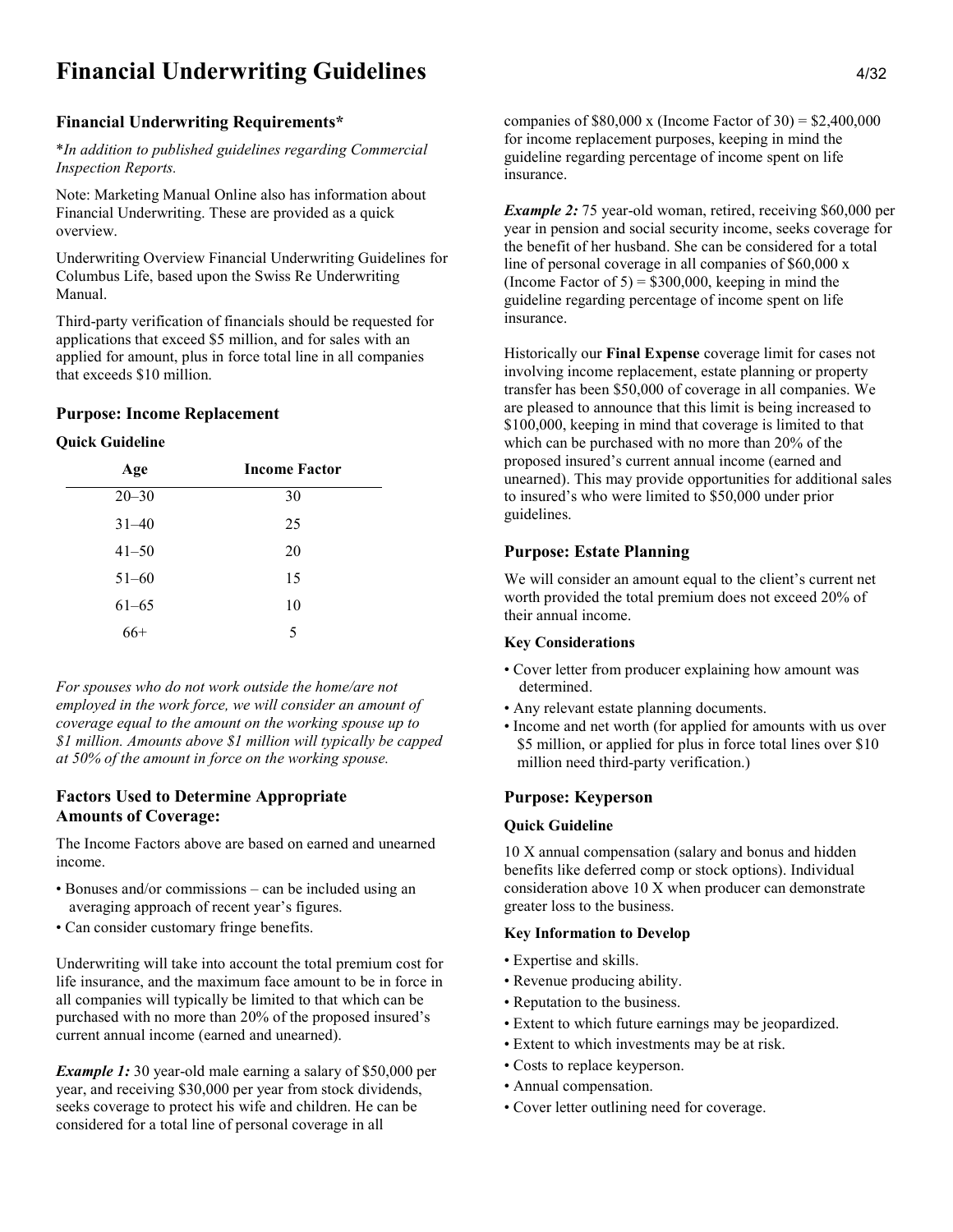# Financial Underwriting Guidelines

### Financial Underwriting Requirements*

**In addition to published guidelines regarding Commercial Inspection Reports.*

Note: Marketing Manual Online also has information about Financial Underwriting. These are provided as a quick overview.

Underwriting Overview Financial Underwriting Guidelines for Columbus Life, based upon the Swiss Re Underwriting Manual.

Third-party verification of financials should be requested for applications that exceed $5 million, and for sales with an applied for amount, plus in force total line in all companies that exceeds $10 million.

### Purpose: Income Replacement

#### Quick Guideline

| Age | Income Factor |
|---|---|
| 20–30 | 30 |
| 31–40 | 25 |
| 41–50 | 20 |
| 51–60 | 15 |
| 61–65 | 10 |
| 66+ | 5 |

*For spouses who do not work outside the home/are not employed in the work force, we will consider an amount of coverage equal to the amount on the working spouse up to $1 million. Amounts above $1 million will typically be capped at 50% of the amount in force on the working spouse.*

### Factors Used to Determine Appropriate Amounts of Coverage:

The Income Factors above are based on earned and unearned income.

- Bonuses and/or commissions – can be included using an averaging approach of recent year's figures.
- Can consider customary fringe benefits.

Underwriting will take into account the total premium cost for life insurance, and the maximum face amount to be in force in all companies will typically be limited to that which can be purchased with no more than 20% of the proposed insured's current annual income (earned and unearned).

***Example 1:*** 30 year-old male earning a salary of $50,000 per year, and receiving $30,000 per year from stock dividends, seeks coverage to protect his wife and children. He can be considered for a total line of personal coverage in all companies of $80,000 x (Income Factor of 30) = $2,400,000 for income replacement purposes, keeping in mind the guideline regarding percentage of income spent on life insurance.

***Example 2:*** 75 year-old woman, retired, receiving $60,000 per year in pension and social security income, seeks coverage for the benefit of her husband. She can be considered for a total line of personal coverage in all companies of $60,000 x (Income Factor of 5) = $300,000, keeping in mind the guideline regarding percentage of income spent on life insurance.

Historically our **Final Expense** coverage limit for cases not involving income replacement, estate planning or property transfer has been $50,000 of coverage in all companies. We are pleased to announce that this limit is being increased to $100,000, keeping in mind that coverage is limited to that which can be purchased with no more than 20% of the proposed insured's current annual income (earned and unearned). This may provide opportunities for additional sales to insured's who were limited to $50,000 under prior guidelines.

### Purpose: Estate Planning

We will consider an amount equal to the client's current net worth provided the total premium does not exceed 20% of their annual income.

#### Key Considerations

- Cover letter from producer explaining how amount was determined.
- Any relevant estate planning documents.
- Income and net worth (for applied for amounts with us over $5 million, or applied for plus in force total lines over $10 million need third-party verification.)

### Purpose: Keyperson

#### Quick Guideline

10 X annual compensation (salary and bonus and hidden benefits like deferred comp or stock options). Individual consideration above 10 X when producer can demonstrate greater loss to the business.

#### Key Information to Develop

- Expertise and skills.
- Revenue producing ability.
- Reputation to the business.
- Extent to which future earnings may be jeopardized.
- Extent to which investments may be at risk.
- Costs to replace keyperson.
- Annual compensation.
- Cover letter outlining need for coverage.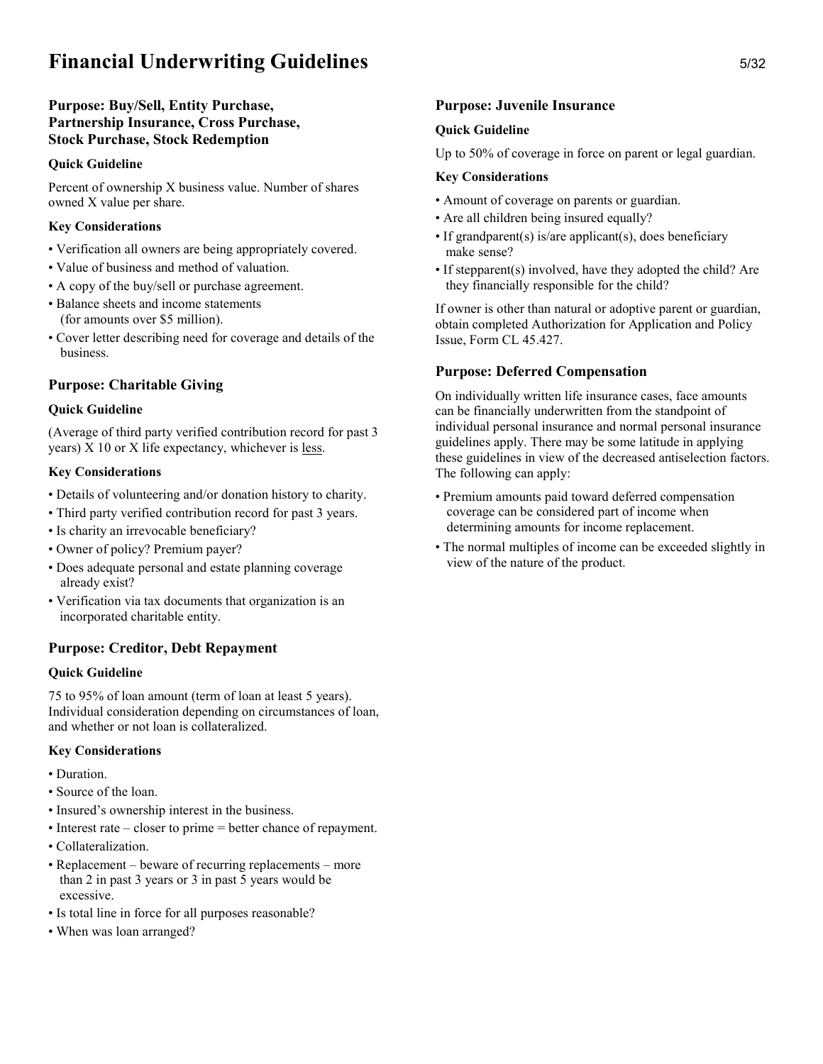# Financial Underwriting Guidelines

## Purpose: Buy/Sell, Entity Purchase, Partnership Insurance, Cross Purchase, Stock Purchase, Stock Redemption

### Quick Guideline

Percent of ownership X business value. Number of shares owned X value per share.

### Key Considerations

- Verification all owners are being appropriately covered.
- Value of business and method of valuation.
- A copy of the buy/sell or purchase agreement.
- Balance sheets and income statements (for amounts over $5 million).
- Cover letter describing need for coverage and details of the business.

## Purpose: Charitable Giving

### Quick Guideline

(Average of third party verified contribution record for past 3 years) X 10 or X life expectancy, whichever is <u>less</u>.

### Key Considerations

- Details of volunteering and/or donation history to charity.
- Third party verified contribution record for past 3 years.
- Is charity an irrevocable beneficiary?
- Owner of policy? Premium payer?
- Does adequate personal and estate planning coverage already exist?
- Verification via tax documents that organization is an incorporated charitable entity.

## Purpose: Creditor, Debt Repayment

### Quick Guideline

75 to 95% of loan amount (term of loan at least 5 years). Individual consideration depending on circumstances of loan, and whether or not loan is collateralized.

### Key Considerations

- Duration.
- Source of the loan.
- Insured's ownership interest in the business.
- Interest rate – closer to prime = better chance of repayment.
- Collateralization.
- Replacement – beware of recurring replacements – more than 2 in past 3 years or 3 in past 5 years would be excessive.
- Is total line in force for all purposes reasonable?
- When was loan arranged?

## Purpose: Juvenile Insurance

### Quick Guideline

Up to 50% of coverage in force on parent or legal guardian.

### Key Considerations

- Amount of coverage on parents or guardian.
- Are all children being insured equally?
- If grandparent(s) is/are applicant(s), does beneficiary make sense?
- If stepparent(s) involved, have they adopted the child? Are they financially responsible for the child?

If owner is other than natural or adoptive parent or guardian, obtain completed Authorization for Application and Policy Issue, Form CL 45.427.

## Purpose: Deferred Compensation

On individually written life insurance cases, face amounts can be financially underwritten from the standpoint of individual personal insurance and normal personal insurance guidelines apply. There may be some latitude in applying these guidelines in view of the decreased antiselection factors. The following can apply:

- Premium amounts paid toward deferred compensation coverage can be considered part of income when determining amounts for income replacement.
- The normal multiples of income can be exceeded slightly in view of the nature of the product.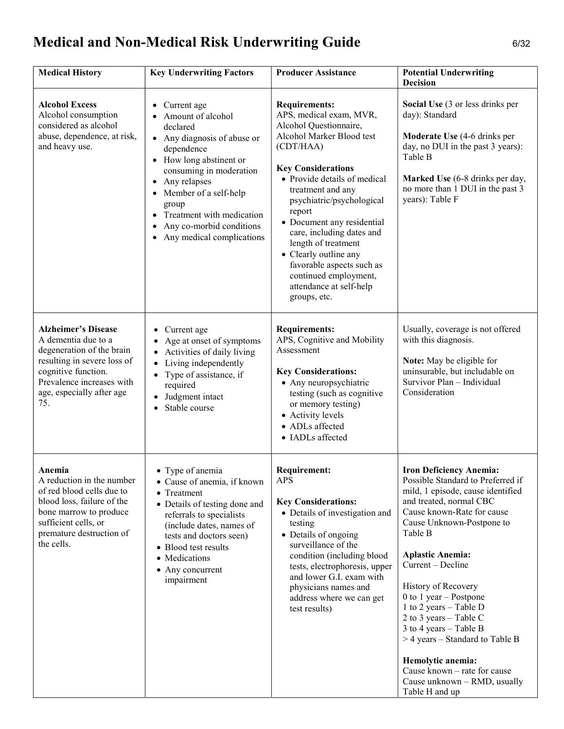# Medical and Non-Medical Risk Underwriting Guide

| Medical History | Key Underwriting Factors | Producer Assistance | Potential Underwriting Decision |
|---|---|---|---|
| **Alcohol Excess**<br>Alcohol consumption considered as alcohol abuse, dependence, at risk, and heavy use. | • Current age<br>• Amount of alcohol declared<br>• Any diagnosis of abuse or dependence<br>• How long abstinent or consuming in moderation<br>• Any relapses<br>• Member of a self-help group<br>• Treatment with medication<br>• Any co-morbid conditions<br>• Any medical complications | **Requirements:**<br>APS, medical exam, MVR, Alcohol Questionnaire, Alcohol Marker Blood test (CDT/HAA)<br><br>**Key Considerations**<br>• Provide details of medical treatment and any psychiatric/psychological report<br>• Document any residential care, including dates and length of treatment<br>• Clearly outline any favorable aspects such as continued employment, attendance at self-help groups, etc. | **Social Use** (3 or less drinks per day): Standard<br><br>**Moderate Use** (4-6 drinks per day, no DUI in the past 3 years): Table B<br><br>**Marked Use** (6-8 drinks per day, no more than 1 DUI in the past 3 years): Table F |
| **Alzheimer's Disease**<br>A dementia due to a degeneration of the brain resulting in severe loss of cognitive function. Prevalence increases with age, especially after age 75. | • Current age<br>• Age at onset of symptoms<br>• Activities of daily living<br>• Living independently<br>• Type of assistance, if required<br>• Judgment intact<br>• Stable course | **Requirements:**<br>APS, Cognitive and Mobility Assessment<br><br>**Key Considerations:**<br>• Any neuropsychiatric testing (such as cognitive or memory testing)<br>• Activity levels<br>• ADLs affected<br>• IADLs affected | Usually, coverage is not offered with this diagnosis.<br><br>**Note:** May be eligible for uninsurable, but includable on Survivor Plan – Individual Consideration |
| **Anemia**<br>A reduction in the number of red blood cells due to blood loss, failure of the bone marrow to produce sufficient cells, or premature destruction of the cells. | • Type of anemia<br>• Cause of anemia, if known<br>• Treatment<br>• Details of testing done and referrals to specialists (include dates, names of tests and doctors seen)<br>• Blood test results<br>• Medications<br>• Any concurrent impairment | **Requirement:**<br>APS<br><br>**Key Considerations:**<br>• Details of investigation and testing<br>• Details of ongoing surveillance of the condition (including blood tests, electrophoresis, upper and lower G.I. exam with physicians names and address where we can get test results) | **Iron Deficiency Anemia:**<br>Possible Standard to Preferred if mild, 1 episode, cause identified and treated, normal CBC<br>Cause known-Rate for cause<br>Cause Unknown-Postpone to Table B<br><br>**Aplastic Anemia:**<br>Current – Decline<br><br>History of Recovery<br>0 to 1 year – Postpone<br>1 to 2 years – Table D<br>2 to 3 years – Table C<br>3 to 4 years – Table B<br>> 4 years – Standard to Table B<br><br>**Hemolytic anemia:**<br>Cause known – rate for cause<br>Cause unknown – RMD, usually Table H and up |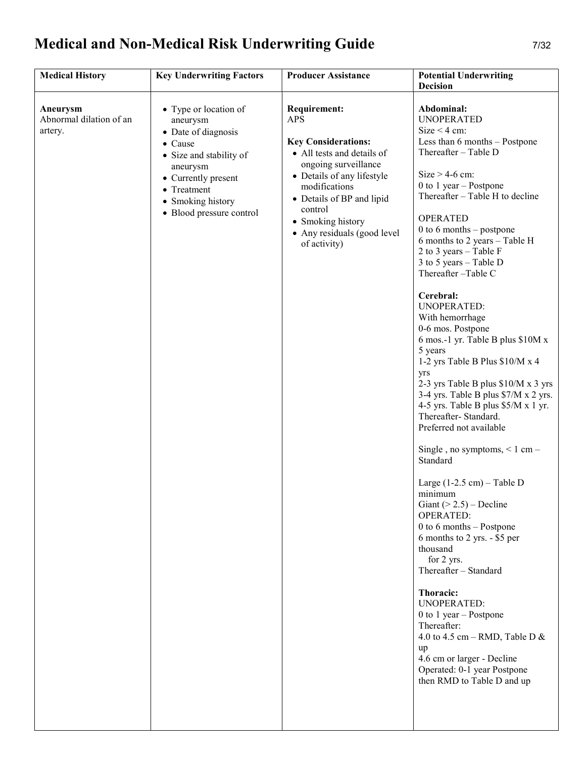# Medical and Non-Medical Risk Underwriting Guide

| Medical History | Key Underwriting Factors | Producer Assistance | Potential Underwriting Decision |
|---|---|---|---|
| **Aneurysm**<br>Abnormal dilation of an artery. | • Type or location of aneurysm<br>• Date of diagnosis<br>• Cause<br>• Size and stability of aneurysm<br>• Currently present<br>• Treatment<br>• Smoking history<br>• Blood pressure control | **Requirement:**<br>APS<br><br>**Key Considerations:**<br>• All tests and details of ongoing surveillance<br>• Details of any lifestyle modifications<br>• Details of BP and lipid control<br>• Smoking history<br>• Any residuals (good level of activity) | **Abdominal:**<br>UNOPERATED<br>Size < 4 cm:<br>Less than 6 months – Postpone<br>Thereafter – Table D<br><br>Size > 4-6 cm:<br>0 to 1 year – Postpone<br>Thereafter – Table H to decline<br><br>OPERATED<br>0 to 6 months – postpone<br>6 months to 2 years – Table H<br>2 to 3 years – Table F<br>3 to 5 years – Table D<br>Thereafter –Table C<br><br>**Cerebral:**<br>UNOPERATED:<br>With hemorrhage<br>0-6 mos. Postpone<br>6 mos.-1 yr. Table B plus $10M x 5 years<br>1-2 yrs Table B Plus $10/M x 4 yrs<br>2-3 yrs Table B plus $10/M x 3 yrs<br>3-4 yrs. Table B plus $7/M x 2 yrs.<br>4-5 yrs. Table B plus $5/M x 1 yr.<br>Thereafter- Standard.<br>Preferred not available<br><br>Single , no symptoms, < 1 cm – Standard<br><br>Large (1-2.5 cm) – Table D minimum<br>Giant (> 2.5) – Decline<br>OPERATED:<br>0 to 6 months – Postpone<br>6 months to 2 yrs. - $5 per thousand for 2 yrs.<br>Thereafter – Standard<br><br>**Thoracic:**<br>UNOPERATED:<br>0 to 1 year – Postpone<br>Thereafter:<br>4.0 to 4.5 cm – RMD, Table D & up<br>4.6 cm or larger - Decline<br>Operated: 0-1 year Postpone then RMD to Table D and up |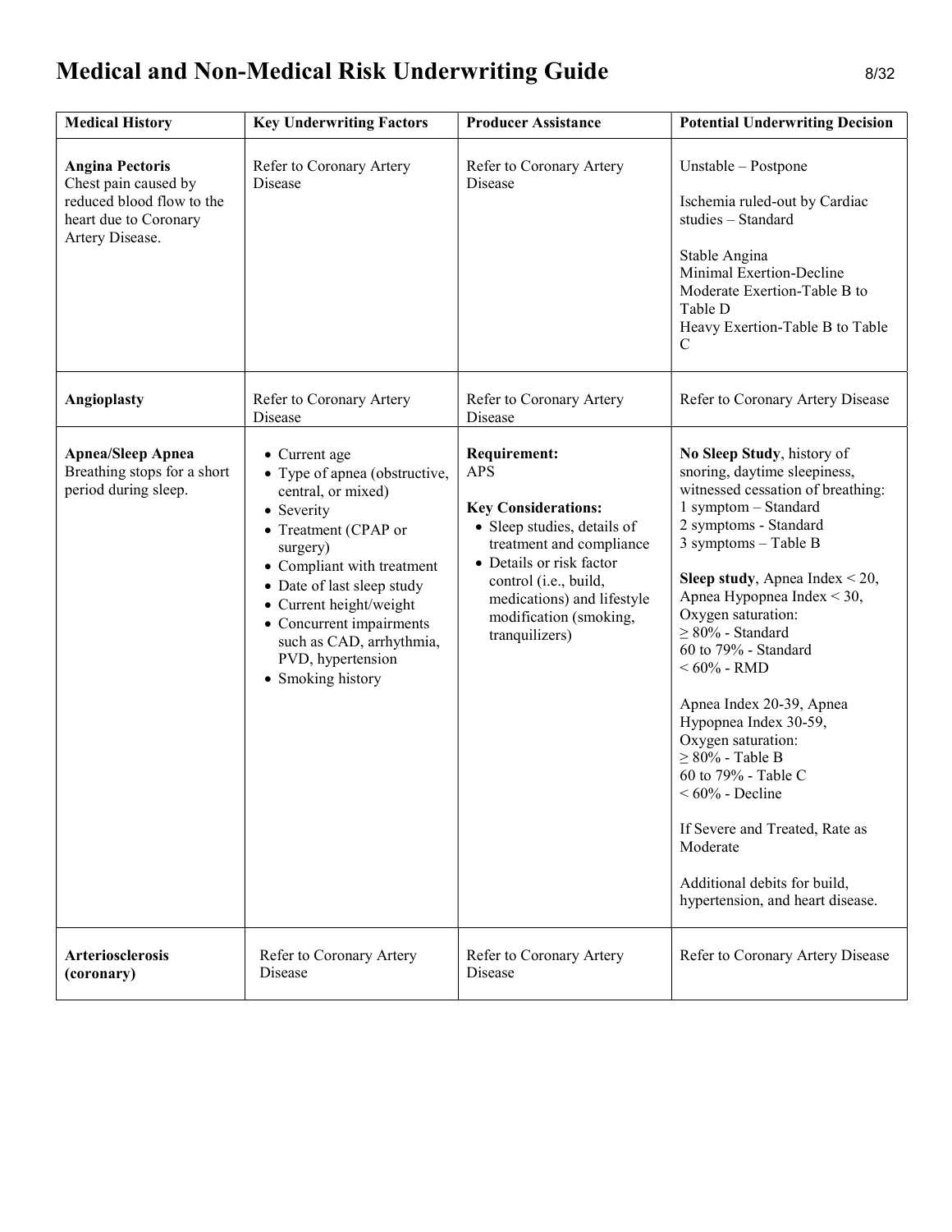# Medical and Non-Medical Risk Underwriting Guide

| Medical History | Key Underwriting Factors | Producer Assistance | Potential Underwriting Decision |
|---|---|---|---|
| **Angina Pectoris**<br>Chest pain caused by reduced blood flow to the heart due to Coronary Artery Disease. | Refer to Coronary Artery Disease | Refer to Coronary Artery Disease | Unstable – Postpone<br><br>Ischemia ruled-out by Cardiac studies – Standard<br><br>Stable Angina<br>Minimal Exertion-Decline<br>Moderate Exertion-Table B to Table D<br>Heavy Exertion-Table B to Table C |
| **Angioplasty** | Refer to Coronary Artery Disease | Refer to Coronary Artery Disease | Refer to Coronary Artery Disease |
| **Apnea/Sleep Apnea**<br>Breathing stops for a short period during sleep. | • Current age<br>• Type of apnea (obstructive, central, or mixed)<br>• Severity<br>• Treatment (CPAP or surgery)<br>• Compliant with treatment<br>• Date of last sleep study<br>• Current height/weight<br>• Concurrent impairments such as CAD, arrhythmia, PVD, hypertension<br>• Smoking history | **Requirement:**<br>APS<br><br>**Key Considerations:**<br>• Sleep studies, details of treatment and compliance<br>• Details or risk factor control (i.e., build, medications) and lifestyle modification (smoking, tranquilizers) | **No Sleep Study**, history of snoring, daytime sleepiness, witnessed cessation of breathing:<br>1 symptom – Standard<br>2 symptoms - Standard<br>3 symptoms – Table B<br><br>**Sleep study**, Apnea Index < 20, Apnea Hypopnea Index < 30, Oxygen saturation:<br>≥ 80% - Standard<br>60 to 79% - Standard<br>< 60% - RMD<br><br>Apnea Index 20-39, Apnea Hypopnea Index 30-59, Oxygen saturation:<br>≥ 80% - Table B<br>60 to 79% - Table C<br>< 60% - Decline<br><br>If Severe and Treated, Rate as Moderate<br><br>Additional debits for build, hypertension, and heart disease. |
| **Arteriosclerosis (coronary)** | Refer to Coronary Artery Disease | Refer to Coronary Artery Disease | Refer to Coronary Artery Disease |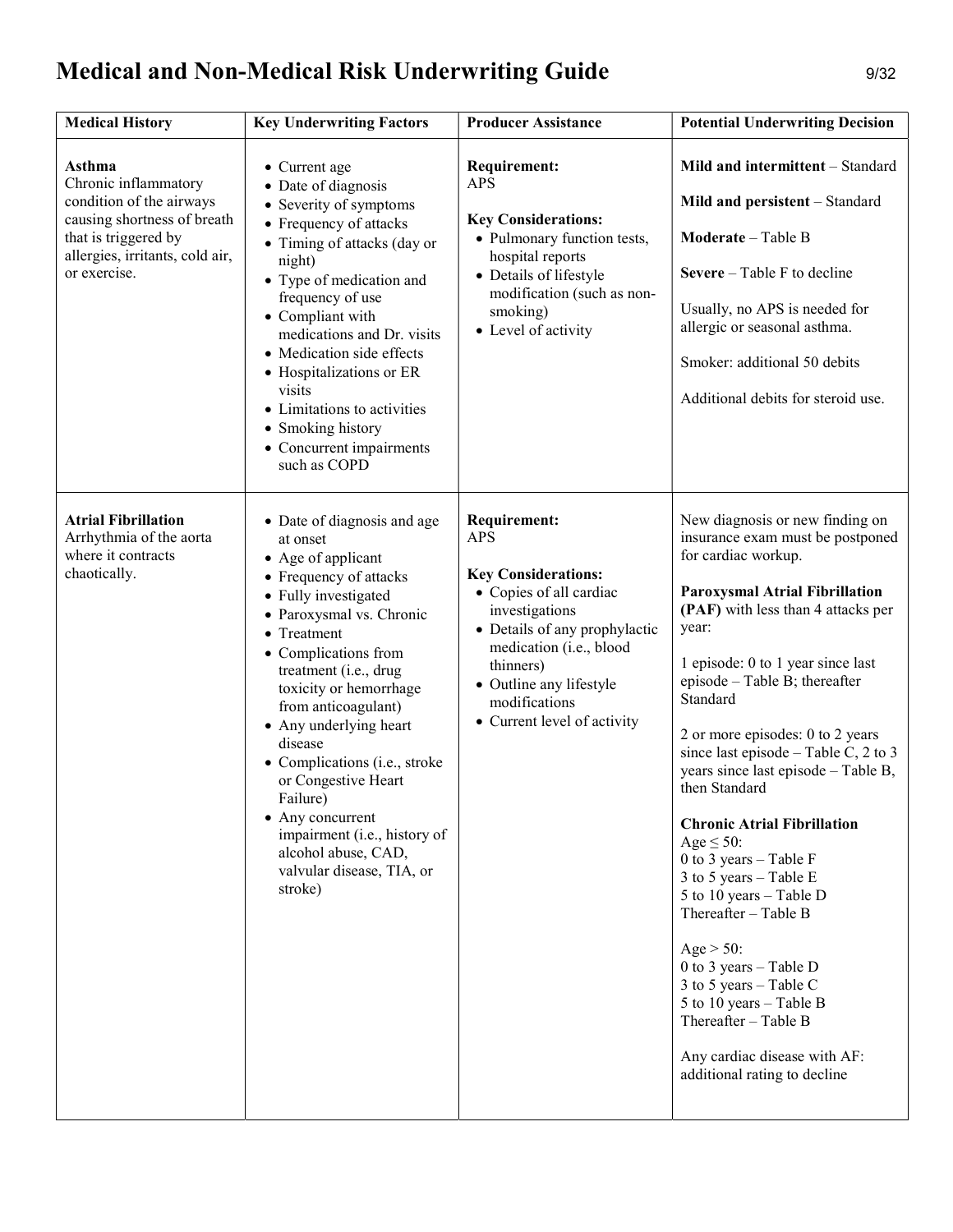# Medical and Non-Medical Risk Underwriting Guide

| Medical History | Key Underwriting Factors | Producer Assistance | Potential Underwriting Decision |
|---|---|---|---|
| **Asthma**<br>Chronic inflammatory condition of the airways causing shortness of breath that is triggered by allergies, irritants, cold air, or exercise. | • Current age<br>• Date of diagnosis<br>• Severity of symptoms<br>• Frequency of attacks<br>• Timing of attacks (day or night)<br>• Type of medication and frequency of use<br>• Compliant with medications and Dr. visits<br>• Medication side effects<br>• Hospitalizations or ER visits<br>• Limitations to activities<br>• Smoking history<br>• Concurrent impairments such as COPD | **Requirement:**<br>APS<br><br>**Key Considerations:**<br>• Pulmonary function tests, hospital reports<br>• Details of lifestyle modification (such as non-smoking)<br>• Level of activity | **Mild and intermittent** – Standard<br><br>**Mild and persistent** – Standard<br><br>**Moderate** – Table B<br><br>**Severe** – Table F to decline<br><br>Usually, no APS is needed for allergic or seasonal asthma.<br><br>Smoker: additional 50 debits<br><br>Additional debits for steroid use. |
| **Atrial Fibrillation**<br>Arrhythmia of the aorta where it contracts chaotically. | • Date of diagnosis and age at onset<br>• Age of applicant<br>• Frequency of attacks<br>• Fully investigated<br>• Paroxysmal vs. Chronic<br>• Treatment<br>• Complications from treatment (i.e., drug toxicity or hemorrhage from anticoagulant)<br>• Any underlying heart disease<br>• Complications (i.e., stroke or Congestive Heart Failure)<br>• Any concurrent impairment (i.e., history of alcohol abuse, CAD, valvular disease, TIA, or stroke) | **Requirement:**<br>APS<br><br>**Key Considerations:**<br>• Copies of all cardiac investigations<br>• Details of any prophylactic medication (i.e., blood thinners)<br>• Outline any lifestyle modifications<br>• Current level of activity | New diagnosis or new finding on insurance exam must be postponed for cardiac workup.<br><br>**Paroxysmal Atrial Fibrillation (PAF)** with less than 4 attacks per year:<br><br>1 episode: 0 to 1 year since last episode – Table B; thereafter Standard<br><br>2 or more episodes: 0 to 2 years since last episode – Table C, 2 to 3 years since last episode – Table B, then Standard<br><br>**Chronic Atrial Fibrillation**<br>Age ≤ 50:<br>0 to 3 years – Table F<br>3 to 5 years – Table E<br>5 to 10 years – Table D<br>Thereafter – Table B<br><br>Age > 50:<br>0 to 3 years – Table D<br>3 to 5 years – Table C<br>5 to 10 years – Table B<br>Thereafter – Table B<br><br>Any cardiac disease with AF: additional rating to decline |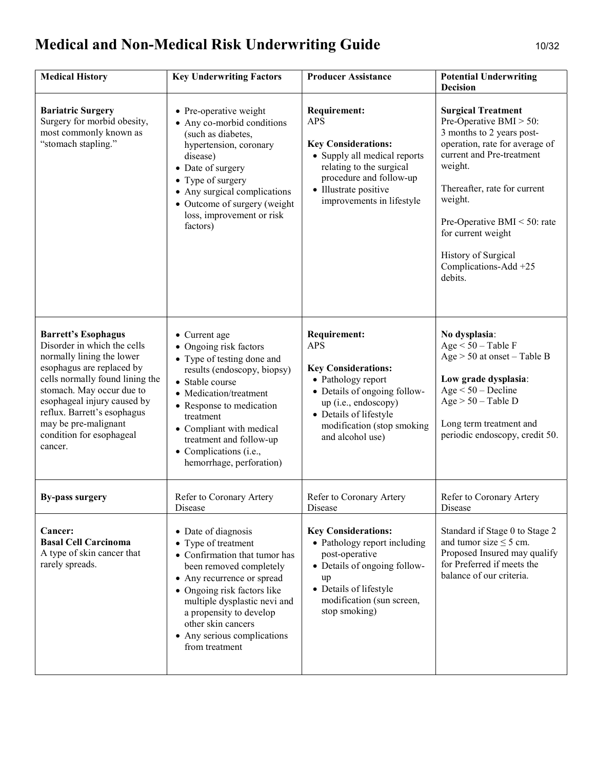# Medical and Non-Medical Risk Underwriting Guide

| Medical History | Key Underwriting Factors | Producer Assistance | Potential Underwriting Decision |
|---|---|---|---|
| **Bariatric Surgery**<br>Surgery for morbid obesity, most commonly known as "stomach stapling." | • Pre-operative weight<br>• Any co-morbid conditions (such as diabetes, hypertension, coronary disease)<br>• Date of surgery<br>• Type of surgery<br>• Any surgical complications<br>• Outcome of surgery (weight loss, improvement or risk factors) | **Requirement:**<br>APS<br><br>**Key Considerations:**<br>• Supply all medical reports relating to the surgical procedure and follow-up<br>• Illustrate positive improvements in lifestyle | **Surgical Treatment**<br>Pre-Operative BMI > 50:<br>3 months to 2 years post-operation, rate for average of current and Pre-treatment weight.<br><br>Thereafter, rate for current weight.<br><br>Pre-Operative BMI < 50: rate for current weight<br><br>History of Surgical Complications-Add +25 debits. |
| **Barrett's Esophagus**<br>Disorder in which the cells normally lining the lower esophagus are replaced by cells normally found lining the stomach. May occur due to esophageal injury caused by reflux. Barrett's esophagus may be pre-malignant condition for esophageal cancer. | • Current age<br>• Ongoing risk factors<br>• Type of testing done and results (endoscopy, biopsy)<br>• Stable course<br>• Medication/treatment<br>• Response to medication treatment<br>• Compliant with medical treatment and follow-up<br>• Complications (i.e., hemorrhage, perforation) | **Requirement:**<br>APS<br><br>**Key Considerations:**<br>• Pathology report<br>• Details of ongoing follow-up (i.e., endoscopy)<br>• Details of lifestyle modification (stop smoking and alcohol use) | **No dysplasia**:<br>Age < 50 – Table F<br>Age > 50 at onset – Table B<br><br>**Low grade dysplasia**:<br>Age < 50 – Decline<br>Age > 50 – Table D<br><br>Long term treatment and periodic endoscopy, credit 50. |
| **By-pass surgery** | Refer to Coronary Artery Disease | Refer to Coronary Artery Disease | Refer to Coronary Artery Disease |
| **Cancer:**<br>**Basal Cell Carcinoma**<br>A type of skin cancer that rarely spreads. | • Date of diagnosis<br>• Type of treatment<br>• Confirmation that tumor has been removed completely<br>• Any recurrence or spread<br>• Ongoing risk factors like multiple dysplastic nevi and a propensity to develop other skin cancers<br>• Any serious complications from treatment | **Key Considerations:**<br>• Pathology report including post-operative<br>• Details of ongoing follow-up<br>• Details of lifestyle modification (sun screen, stop smoking) | Standard if Stage 0 to Stage 2 and tumor size ≤ 5 cm. Proposed Insured may qualify for Preferred if meets the balance of our criteria. |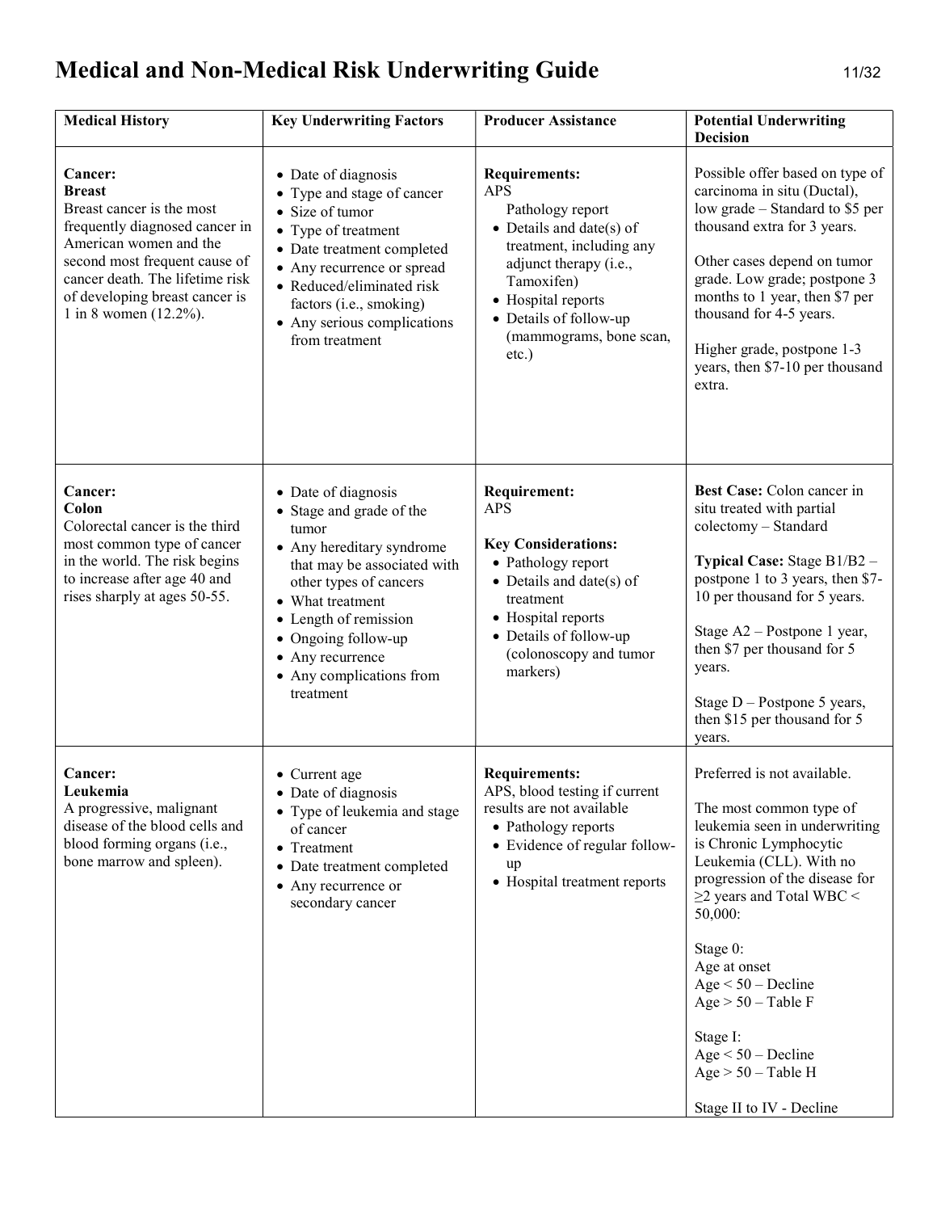# Medical and Non-Medical Risk Underwriting Guide

| Medical History | Key Underwriting Factors | Producer Assistance | Potential Underwriting Decision |
|---|---|---|---|
| **Cancer:**<br>**Breast**<br>Breast cancer is the most frequently diagnosed cancer in American women and the second most frequent cause of cancer death. The lifetime risk of developing breast cancer is 1 in 8 women (12.2%). | • Date of diagnosis<br>• Type and stage of cancer<br>• Size of tumor<br>• Type of treatment<br>• Date treatment completed<br>• Any recurrence or spread<br>• Reduced/eliminated risk factors (i.e., smoking)<br>• Any serious complications from treatment | **Requirements:**<br>APS<br>Pathology report<br>• Details and date(s) of treatment, including any adjunct therapy (i.e., Tamoxifen)<br>• Hospital reports<br>• Details of follow-up (mammograms, bone scan, etc.) | Possible offer based on type of carcinoma in situ (Ductal), low grade – Standard to $5 per thousand extra for 3 years.<br><br>Other cases depend on tumor grade. Low grade; postpone 3 months to 1 year, then $7 per thousand for 4-5 years.<br><br>Higher grade, postpone 1-3 years, then $7-10 per thousand extra. |
| **Cancer:**<br>**Colon**<br>Colorectal cancer is the third most common type of cancer in the world. The risk begins to increase after age 40 and rises sharply at ages 50-55. | • Date of diagnosis<br>• Stage and grade of the tumor<br>• Any hereditary syndrome that may be associated with other types of cancers<br>• What treatment<br>• Length of remission<br>• Ongoing follow-up<br>• Any recurrence<br>• Any complications from treatment | **Requirement:**<br>APS<br><br>**Key Considerations:**<br>• Pathology report<br>• Details and date(s) of treatment<br>• Hospital reports<br>• Details of follow-up (colonoscopy and tumor markers) | **Best Case:** Colon cancer in situ treated with partial colectomy – Standard<br><br>**Typical Case:** Stage B1/B2 – postpone 1 to 3 years, then $7-10 per thousand for 5 years.<br><br>Stage A2 – Postpone 1 year, then $7 per thousand for 5 years.<br><br>Stage D – Postpone 5 years, then $15 per thousand for 5 years. |
| **Cancer:**<br>**Leukemia**<br>A progressive, malignant disease of the blood cells and blood forming organs (i.e., bone marrow and spleen). | • Current age<br>• Date of diagnosis<br>• Type of leukemia and stage of cancer<br>• Treatment<br>• Date treatment completed<br>• Any recurrence or secondary cancer | **Requirements:**<br>APS, blood testing if current results are not available<br>• Pathology reports<br>• Evidence of regular follow-up<br>• Hospital treatment reports | Preferred is not available.<br><br>The most common type of leukemia seen in underwriting is Chronic Lymphocytic Leukemia (CLL). With no progression of the disease for ≥2 years and Total WBC < 50,000:<br><br>Stage 0:<br>Age at onset<br>Age < 50 – Decline<br>Age > 50 – Table F<br><br>Stage I:<br>Age < 50 – Decline<br>Age > 50 – Table H<br><br>Stage II to IV - Decline |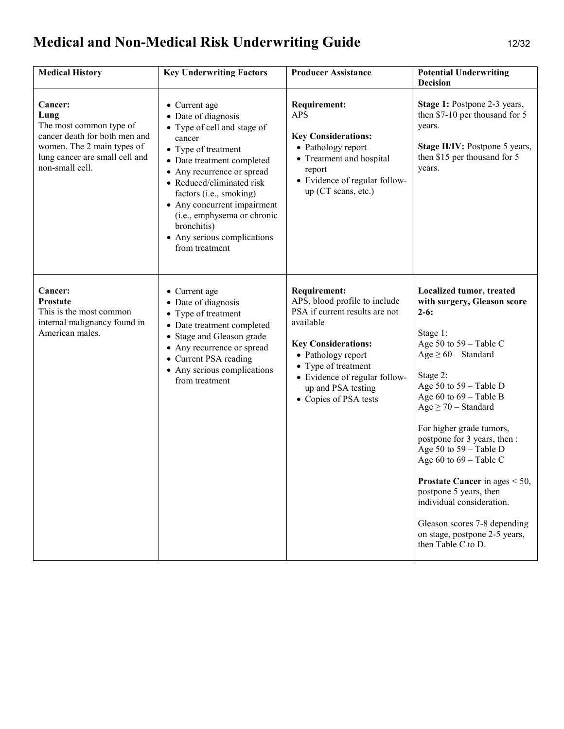# Medical and Non-Medical Risk Underwriting Guide

| Medical History | Key Underwriting Factors | Producer Assistance | Potential Underwriting Decision |
|---|---|---|---|
| **Cancer: Lung**<br>The most common type of cancer death for both men and women. The 2 main types of lung cancer are small cell and non-small cell. | • Current age<br>• Date of diagnosis<br>• Type of cell and stage of cancer<br>• Type of treatment<br>• Date treatment completed<br>• Any recurrence or spread<br>• Reduced/eliminated risk factors (i.e., smoking)<br>• Any concurrent impairment (i.e., emphysema or chronic bronchitis)<br>• Any serious complications from treatment | **Requirement:**<br>APS<br><br>**Key Considerations:**<br>• Pathology report<br>• Treatment and hospital report<br>• Evidence of regular follow-up (CT scans, etc.) | **Stage 1:** Postpone 2-3 years, then \$7-10 per thousand for 5 years.<br><br>**Stage II/IV:** Postpone 5 years, then \$15 per thousand for 5 years. |
| **Cancer: Prostate**<br>This is the most common internal malignancy found in American males. | • Current age<br>• Date of diagnosis<br>• Type of treatment<br>• Date treatment completed<br>• Stage and Gleason grade<br>• Any recurrence or spread<br>• Current PSA reading<br>• Any serious complications from treatment | **Requirement:**<br>APS, blood profile to include PSA if current results are not available<br><br>**Key Considerations:**<br>• Pathology report<br>• Type of treatment<br>• Evidence of regular follow-up and PSA testing<br>• Copies of PSA tests | **Localized tumor, treated with surgery, Gleason score 2-6:**<br><br>Stage 1:<br>Age 50 to 59 – Table C<br>Age ≥ 60 – Standard<br><br>Stage 2:<br>Age 50 to 59 – Table D<br>Age 60 to 69 – Table B<br>Age ≥ 70 – Standard<br><br>For higher grade tumors, postpone for 3 years, then :<br>Age 50 to 59 – Table D<br>Age 60 to 69 – Table C<br><br>**Prostate Cancer** in ages < 50, postpone 5 years, then individual consideration.<br><br>Gleason scores 7-8 depending on stage, postpone 2-5 years, then Table C to D. |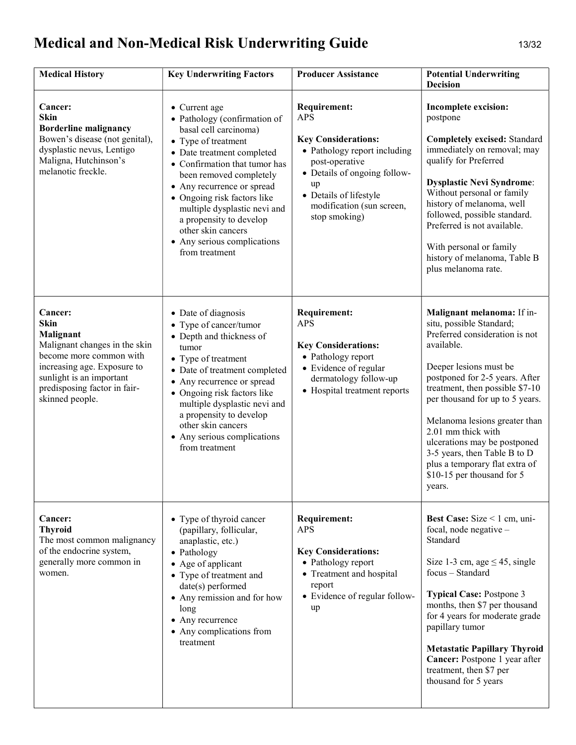# Medical and Non-Medical Risk Underwriting Guide

| Medical History | Key Underwriting Factors | Producer Assistance | Potential Underwriting Decision |
|---|---|---|---|
| **Cancer:**<br>**Skin**<br>**Borderline malignancy**<br>Bowen's disease (not genital), dysplastic nevus, Lentigo Maligna, Hutchinson's melanotic freckle. | • Current age<br>• Pathology (confirmation of basal cell carcinoma)<br>• Type of treatment<br>• Date treatment completed<br>• Confirmation that tumor has been removed completely<br>• Any recurrence or spread<br>• Ongoing risk factors like multiple dysplastic nevi and a propensity to develop other skin cancers<br>• Any serious complications from treatment | **Requirement:**<br>APS<br><br>**Key Considerations:**<br>• Pathology report including post-operative<br>• Details of ongoing follow-up<br>• Details of lifestyle modification (sun screen, stop smoking) | **Incomplete excision:** postpone<br><br>**Completely excised:** Standard immediately on removal; may qualify for Preferred<br><br>**Dysplastic Nevi Syndrome**: Without personal or family history of melanoma, well followed, possible standard. Preferred is not available.<br><br>With personal or family history of melanoma, Table B plus melanoma rate. |
| **Cancer:**<br>**Skin**<br>**Malignant**<br>Malignant changes in the skin become more common with increasing age. Exposure to sunlight is an important predisposing factor in fair-skinned people. | • Date of diagnosis<br>• Type of cancer/tumor<br>• Depth and thickness of tumor<br>• Type of treatment<br>• Date of treatment completed<br>• Any recurrence or spread<br>• Ongoing risk factors like multiple dysplastic nevi and a propensity to develop other skin cancers<br>• Any serious complications from treatment | **Requirement:**<br>APS<br><br>**Key Considerations:**<br>• Pathology report<br>• Evidence of regular dermatology follow-up<br>• Hospital treatment reports | **Malignant melanoma:** If in-situ, possible Standard; Preferred consideration is not available.<br><br>Deeper lesions must be postponed for 2-5 years. After treatment, then possible $7-10 per thousand for up to 5 years.<br><br>Melanoma lesions greater than 2.01 mm thick with ulcerations may be postponed 3-5 years, then Table B to D plus a temporary flat extra of $10-15 per thousand for 5 years. |
| **Cancer:**<br>**Thyroid**<br>The most common malignancy of the endocrine system, generally more common in women. | • Type of thyroid cancer (papillary, follicular, anaplastic, etc.)<br>• Pathology<br>• Age of applicant<br>• Type of treatment and date(s) performed<br>• Any remission and for how long<br>• Any recurrence<br>• Any complications from treatment | **Requirement:**<br>APS<br><br>**Key Considerations:**<br>• Pathology report<br>• Treatment and hospital report<br>• Evidence of regular follow-up | **Best Case:** Size < 1 cm, uni-focal, node negative – Standard<br><br>Size 1-3 cm, age ≤ 45, single focus – Standard<br><br>**Typical Case:** Postpone 3 months, then $7 per thousand for 4 years for moderate grade papillary tumor<br><br>**Metastatic Papillary Thyroid Cancer:** Postpone 1 year after treatment, then $7 per thousand for 5 years |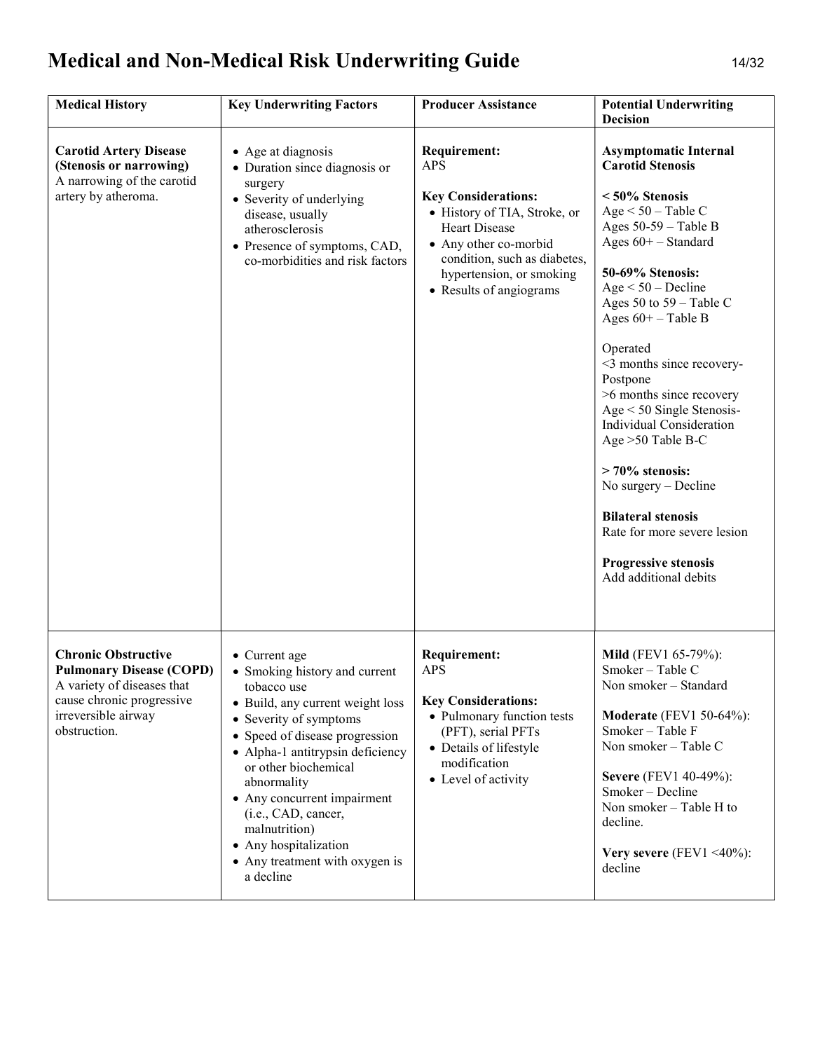# Medical and Non-Medical Risk Underwriting Guide

| Medical History | Key Underwriting Factors | Producer Assistance | Potential Underwriting Decision |
|---|---|---|---|
| **Carotid Artery Disease (Stenosis or narrowing)**<br>A narrowing of the carotid artery by atheroma. | • Age at diagnosis<br>• Duration since diagnosis or surgery<br>• Severity of underlying disease, usually atherosclerosis<br>• Presence of symptoms, CAD, co-morbidities and risk factors | **Requirement:**<br>APS<br><br>**Key Considerations:**<br>• History of TIA, Stroke, or Heart Disease<br>• Any other co-morbid condition, such as diabetes, hypertension, or smoking<br>• Results of angiograms | **Asymptomatic Internal Carotid Stenosis**<br><br>**< 50% Stenosis**<br>Age < 50 – Table C<br>Ages 50-59 – Table B<br>Ages 60+ – Standard<br><br>**50-69% Stenosis:**<br>Age < 50 – Decline<br>Ages 50 to 59 – Table C<br>Ages 60+ – Table B<br><br>Operated<br><3 months since recovery- Postpone<br>>6 months since recovery<br>Age < 50 Single Stenosis- Individual Consideration<br>Age >50 Table B-C<br><br>**> 70% stenosis:**<br>No surgery – Decline<br><br>**Bilateral stenosis**<br>Rate for more severe lesion<br><br>**Progressive stenosis**<br>Add additional debits |
| **Chronic Obstructive Pulmonary Disease (COPD)**<br>A variety of diseases that cause chronic progressive irreversible airway obstruction. | • Current age<br>• Smoking history and current tobacco use<br>• Build, any current weight loss<br>• Severity of symptoms<br>• Speed of disease progression<br>• Alpha-1 antitrypsin deficiency or other biochemical abnormality<br>• Any concurrent impairment (i.e., CAD, cancer, malnutrition)<br>• Any hospitalization<br>• Any treatment with oxygen is a decline | **Requirement:**<br>APS<br><br>**Key Considerations:**<br>• Pulmonary function tests (PFT), serial PFTs<br>• Details of lifestyle modification<br>• Level of activity | **Mild** (FEV1 65-79%):<br>Smoker – Table C<br>Non smoker – Standard<br><br>**Moderate** (FEV1 50-64%):<br>Smoker – Table F<br>Non smoker – Table C<br><br>**Severe** (FEV1 40-49%):<br>Smoker – Decline<br>Non smoker – Table H to decline.<br><br>**Very severe** (FEV1 <40%):<br>decline |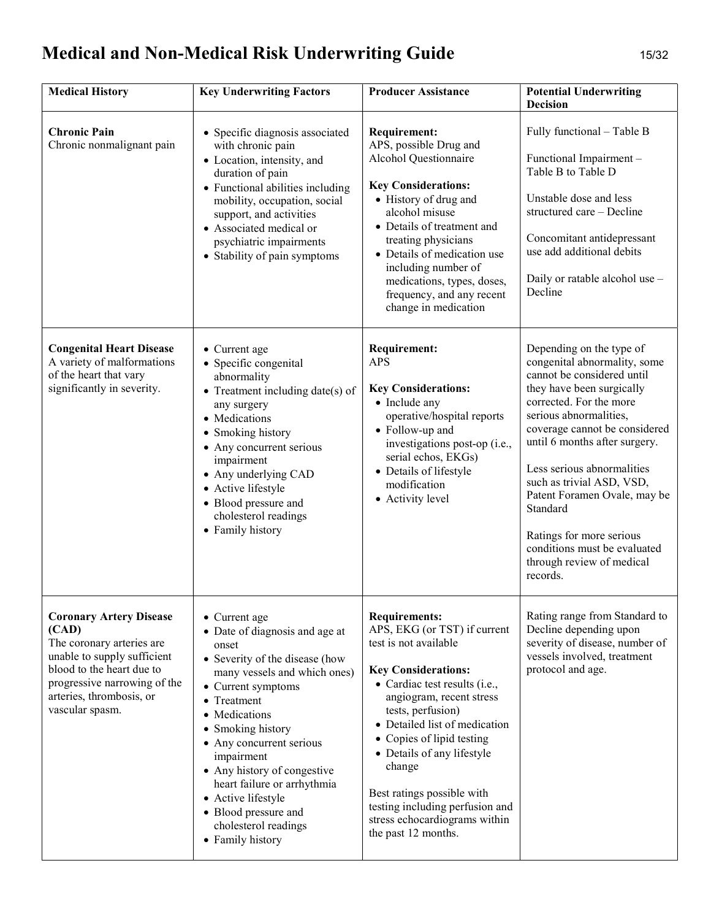# Medical and Non-Medical Risk Underwriting Guide

| Medical History | Key Underwriting Factors | Producer Assistance | Potential Underwriting Decision |
|---|---|---|---|
| **Chronic Pain**<br>Chronic nonmalignant pain | • Specific diagnosis associated with chronic pain<br>• Location, intensity, and duration of pain<br>• Functional abilities including mobility, occupation, social support, and activities<br>• Associated medical or psychiatric impairments<br>• Stability of pain symptoms | **Requirement:**<br>APS, possible Drug and Alcohol Questionnaire<br><br>**Key Considerations:**<br>• History of drug and alcohol misuse<br>• Details of treatment and treating physicians<br>• Details of medication use including number of medications, types, doses, frequency, and any recent change in medication | Fully functional – Table B<br><br>Functional Impairment – Table B to Table D<br><br>Unstable dose and less structured care – Decline<br><br>Concomitant antidepressant use add additional debits<br><br>Daily or ratable alcohol use – Decline |
| **Congenital Heart Disease**<br>A variety of malformations of the heart that vary significantly in severity. | • Current age<br>• Specific congenital abnormality<br>• Treatment including date(s) of any surgery<br>• Medications<br>• Smoking history<br>• Any concurrent serious impairment<br>• Any underlying CAD<br>• Active lifestyle<br>• Blood pressure and cholesterol readings<br>• Family history | **Requirement:**<br>APS<br><br>**Key Considerations:**<br>• Include any operative/hospital reports<br>• Follow-up and investigations post-op (i.e., serial echos, EKGs)<br>• Details of lifestyle modification<br>• Activity level | Depending on the type of congenital abnormality, some cannot be considered until they have been surgically corrected. For the more serious abnormalities, coverage cannot be considered until 6 months after surgery.<br><br>Less serious abnormalities such as trivial ASD, VSD, Patent Foramen Ovale, may be Standard<br><br>Ratings for more serious conditions must be evaluated through review of medical records. |
| **Coronary Artery Disease (CAD)**<br>The coronary arteries are unable to supply sufficient blood to the heart due to progressive narrowing of the arteries, thrombosis, or vascular spasm. | • Current age<br>• Date of diagnosis and age at onset<br>• Severity of the disease (how many vessels and which ones)<br>• Current symptoms<br>• Treatment<br>• Medications<br>• Smoking history<br>• Any concurrent serious impairment<br>• Any history of congestive heart failure or arrhythmia<br>• Active lifestyle<br>• Blood pressure and cholesterol readings<br>• Family history | **Requirements:**<br>APS, EKG (or TST) if current test is not available<br><br>**Key Considerations:**<br>• Cardiac test results (i.e., angiogram, recent stress tests, perfusion)<br>• Detailed list of medication<br>• Copies of lipid testing<br>• Details of any lifestyle change<br><br>Best ratings possible with testing including perfusion and stress echocardiograms within the past 12 months. | Rating range from Standard to Decline depending upon severity of disease, number of vessels involved, treatment protocol and age. |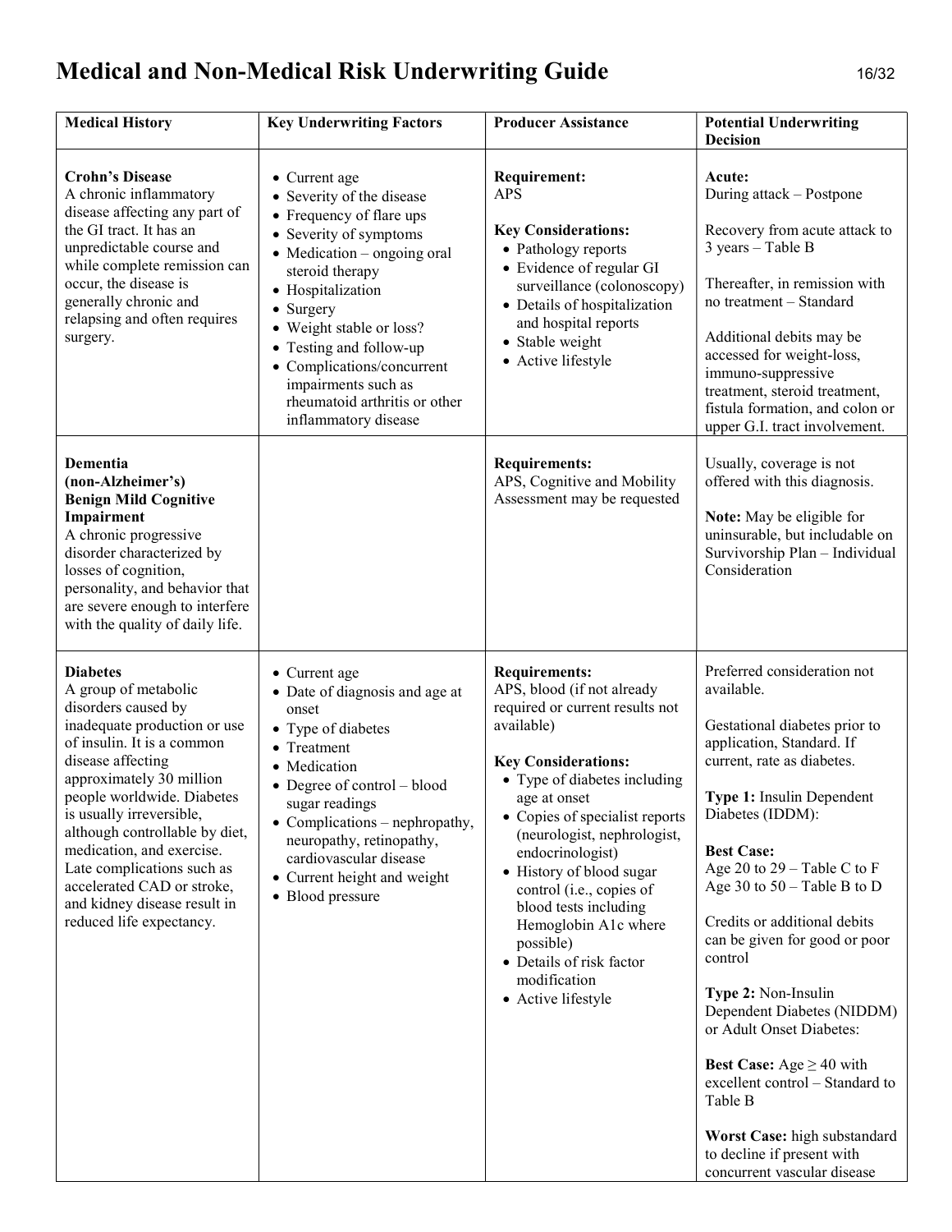# Medical and Non-Medical Risk Underwriting Guide

| Medical History | Key Underwriting Factors | Producer Assistance | Potential Underwriting Decision |
|---|---|---|---|
| **Crohn's Disease**<br>A chronic inflammatory disease affecting any part of the GI tract. It has an unpredictable course and while complete remission can occur, the disease is generally chronic and relapsing and often requires surgery. | • Current age<br>• Severity of the disease<br>• Frequency of flare ups<br>• Severity of symptoms<br>• Medication – ongoing oral steroid therapy<br>• Hospitalization<br>• Surgery<br>• Weight stable or loss?<br>• Testing and follow-up<br>• Complications/concurrent impairments such as rheumatoid arthritis or other inflammatory disease | **Requirement:**<br>APS<br><br>**Key Considerations:**<br>• Pathology reports<br>• Evidence of regular GI surveillance (colonoscopy)<br>• Details of hospitalization and hospital reports<br>• Stable weight<br>• Active lifestyle | **Acute:**<br>During attack – Postpone<br><br>Recovery from acute attack to 3 years – Table B<br><br>Thereafter, in remission with no treatment – Standard<br><br>Additional debits may be accessed for weight-loss, immuno-suppressive treatment, steroid treatment, fistula formation, and colon or upper G.I. tract involvement. |
| **Dementia (non-Alzheimer's)**<br>**Benign Mild Cognitive Impairment**<br>A chronic progressive disorder characterized by losses of cognition, personality, and behavior that are severe enough to interfere with the quality of daily life. | | **Requirements:**<br>APS, Cognitive and Mobility Assessment may be requested | Usually, coverage is not offered with this diagnosis.<br><br>**Note:** May be eligible for uninsurable, but includable on Survivorship Plan – Individual Consideration |
| **Diabetes**<br>A group of metabolic disorders caused by inadequate production or use of insulin. It is a common disease affecting approximately 30 million people worldwide. Diabetes is usually irreversible, although controllable by diet, medication, and exercise. Late complications such as accelerated CAD or stroke, and kidney disease result in reduced life expectancy. | • Current age<br>• Date of diagnosis and age at onset<br>• Type of diabetes<br>• Treatment<br>• Medication<br>• Degree of control – blood sugar readings<br>• Complications – nephropathy, neuropathy, retinopathy, cardiovascular disease<br>• Current height and weight<br>• Blood pressure | **Requirements:**<br>APS, blood (if not already required or current results not available)<br><br>**Key Considerations:**<br>• Type of diabetes including age at onset<br>• Copies of specialist reports (neurologist, nephrologist, endocrinologist)<br>• History of blood sugar control (i.e., copies of blood tests including Hemoglobin A1c where possible)<br>• Details of risk factor modification<br>• Active lifestyle | Preferred consideration not available.<br><br>Gestational diabetes prior to application, Standard. If current, rate as diabetes.<br><br>**Type 1:** Insulin Dependent Diabetes (IDDM):<br><br>**Best Case:**<br>Age 20 to 29 – Table C to F<br>Age 30 to 50 – Table B to D<br><br>Credits or additional debits can be given for good or poor control<br><br>**Type 2:** Non-Insulin Dependent Diabetes (NIDDM) or Adult Onset Diabetes:<br><br>**Best Case:** Age $\geq$ 40 with excellent control – Standard to Table B<br><br>**Worst Case:** high substandard to decline if present with concurrent vascular disease |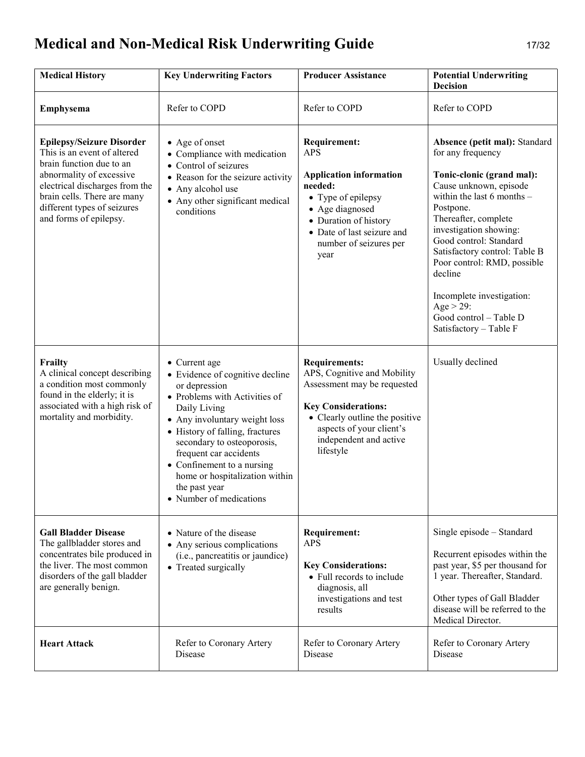# Medical and Non-Medical Risk Underwriting Guide

| Medical History | Key Underwriting Factors | Producer Assistance | Potential Underwriting Decision |
|---|---|---|---|
| **Emphysema** | Refer to COPD | Refer to COPD | Refer to COPD |
| **Epilepsy/Seizure Disorder**<br>This is an event of altered brain function due to an abnormality of excessive electrical discharges from the brain cells. There are many different types of seizures and forms of epilepsy. | • Age of onset<br>• Compliance with medication<br>• Control of seizures<br>• Reason for the seizure activity<br>• Any alcohol use<br>• Any other significant medical conditions | **Requirement:**<br>APS<br><br>**Application information needed:**<br>• Type of epilepsy<br>• Age diagnosed<br>• Duration of history<br>• Date of last seizure and number of seizures per year | **Absence (petit mal):** Standard for any frequency<br><br>**Tonic-clonic (grand mal):** Cause unknown, episode within the last 6 months – Postpone.<br>Thereafter, complete investigation showing:<br>Good control: Standard<br>Satisfactory control: Table B<br>Poor control: RMD, possible decline<br><br>Incomplete investigation:<br>Age > 29:<br>Good control – Table D<br>Satisfactory – Table F |
| **Frailty**<br>A clinical concept describing a condition most commonly found in the elderly; it is associated with a high risk of mortality and morbidity. | • Current age<br>• Evidence of cognitive decline or depression<br>• Problems with Activities of Daily Living<br>• Any involuntary weight loss<br>• History of falling, fractures secondary to osteoporosis, frequent car accidents<br>• Confinement to a nursing home or hospitalization within the past year<br>• Number of medications | **Requirements:**<br>APS, Cognitive and Mobility Assessment may be requested<br><br>**Key Considerations:**<br>• Clearly outline the positive aspects of your client's independent and active lifestyle | Usually declined |
| **Gall Bladder Disease**<br>The gallbladder stores and concentrates bile produced in the liver. The most common disorders of the gall bladder are generally benign. | • Nature of the disease<br>• Any serious complications (i.e., pancreatitis or jaundice)<br>• Treated surgically | **Requirement:**<br>APS<br><br>**Key Considerations:**<br>• Full records to include diagnosis, all investigations and test results | Single episode – Standard<br><br>Recurrent episodes within the past year, $5 per thousand for 1 year. Thereafter, Standard.<br><br>Other types of Gall Bladder disease will be referred to the Medical Director. |
| **Heart Attack** | Refer to Coronary Artery Disease | Refer to Coronary Artery Disease | Refer to Coronary Artery Disease |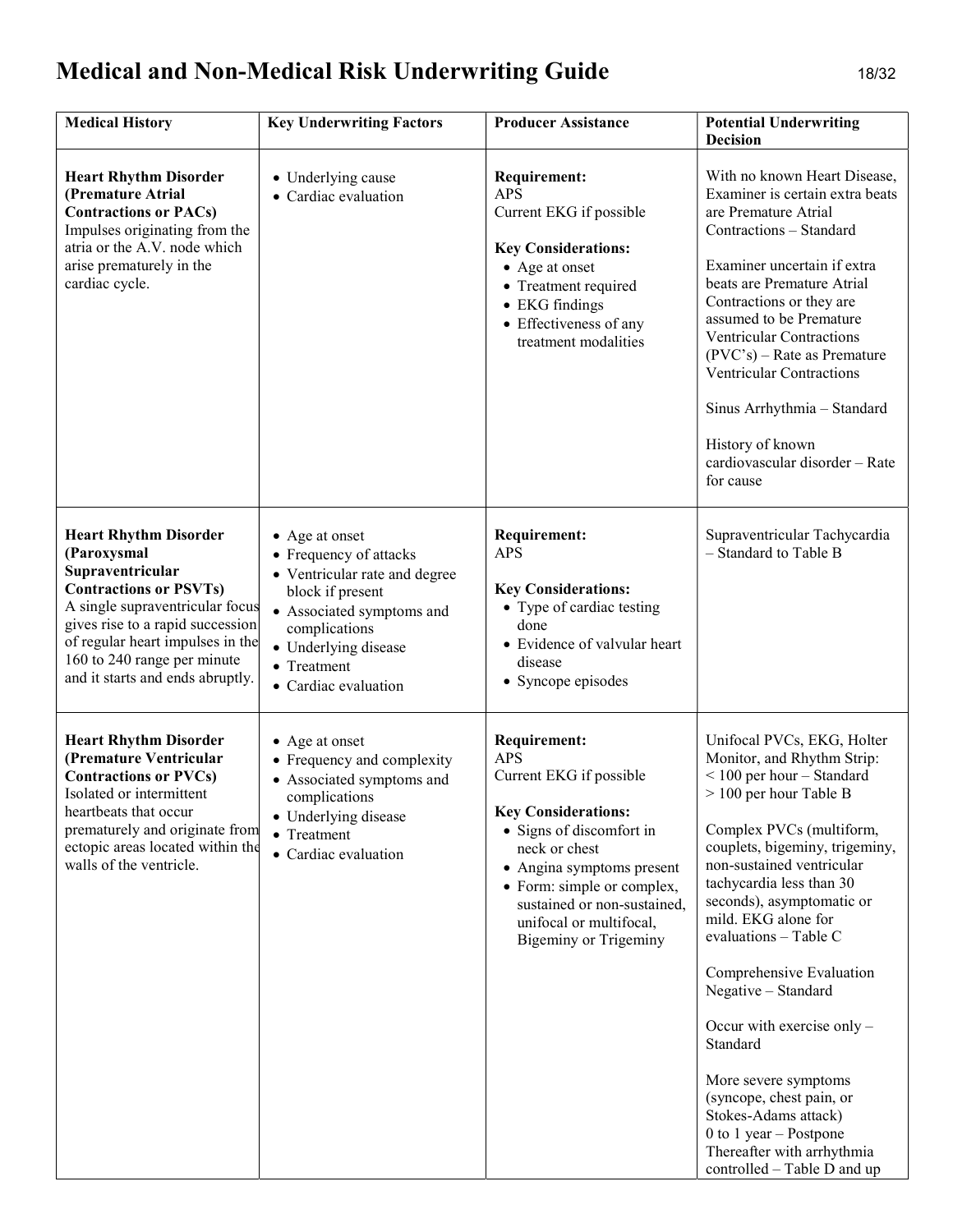# Medical and Non-Medical Risk Underwriting Guide

| Medical History | Key Underwriting Factors | Producer Assistance | Potential Underwriting Decision |
|---|---|---|---|
| **Heart Rhythm Disorder (Premature Atrial Contractions or PACs)** Impulses originating from the atria or the A.V. node which arise prematurely in the cardiac cycle. | • Underlying cause<br>• Cardiac evaluation | **Requirement:**<br>APS<br>Current EKG if possible<br><br>**Key Considerations:**<br>• Age at onset<br>• Treatment required<br>• EKG findings<br>• Effectiveness of any treatment modalities | With no known Heart Disease, Examiner is certain extra beats are Premature Atrial Contractions – Standard<br><br>Examiner uncertain if extra beats are Premature Atrial Contractions or they are assumed to be Premature Ventricular Contractions (PVC's) – Rate as Premature Ventricular Contractions<br><br>Sinus Arrhythmia – Standard<br><br>History of known cardiovascular disorder – Rate for cause |
| **Heart Rhythm Disorder (Paroxysmal Supraventricular Contractions or PSVTs)** A single supraventricular focus gives rise to a rapid succession of regular heart impulses in the 160 to 240 range per minute and it starts and ends abruptly. | • Age at onset<br>• Frequency of attacks<br>• Ventricular rate and degree block if present<br>• Associated symptoms and complications<br>• Underlying disease<br>• Treatment<br>• Cardiac evaluation | **Requirement:**<br>APS<br><br>**Key Considerations:**<br>• Type of cardiac testing done<br>• Evidence of valvular heart disease<br>• Syncope episodes | Supraventricular Tachycardia – Standard to Table B |
| **Heart Rhythm Disorder (Premature Ventricular Contractions or PVCs)** Isolated or intermittent heartbeats that occur prematurely and originate from ectopic areas located within the walls of the ventricle. | • Age at onset<br>• Frequency and complexity<br>• Associated symptoms and complications<br>• Underlying disease<br>• Treatment<br>• Cardiac evaluation | **Requirement:**<br>APS<br>Current EKG if possible<br><br>**Key Considerations:**<br>• Signs of discomfort in neck or chest<br>• Angina symptoms present<br>• Form: simple or complex, sustained or non-sustained, unifocal or multifocal, Bigeminy or Trigeminy | Unifocal PVCs, EKG, Holter Monitor, and Rhythm Strip:<br>< 100 per hour – Standard<br>> 100 per hour Table B<br><br>Complex PVCs (multiform, couplets, bigeminy, trigeminy, non-sustained ventricular tachycardia less than 30 seconds), asymptomatic or mild. EKG alone for evaluations – Table C<br><br>Comprehensive Evaluation Negative – Standard<br><br>Occur with exercise only – Standard<br><br>More severe symptoms (syncope, chest pain, or Stokes-Adams attack)<br>0 to 1 year – Postpone<br>Thereafter with arrhythmia controlled – Table D and up |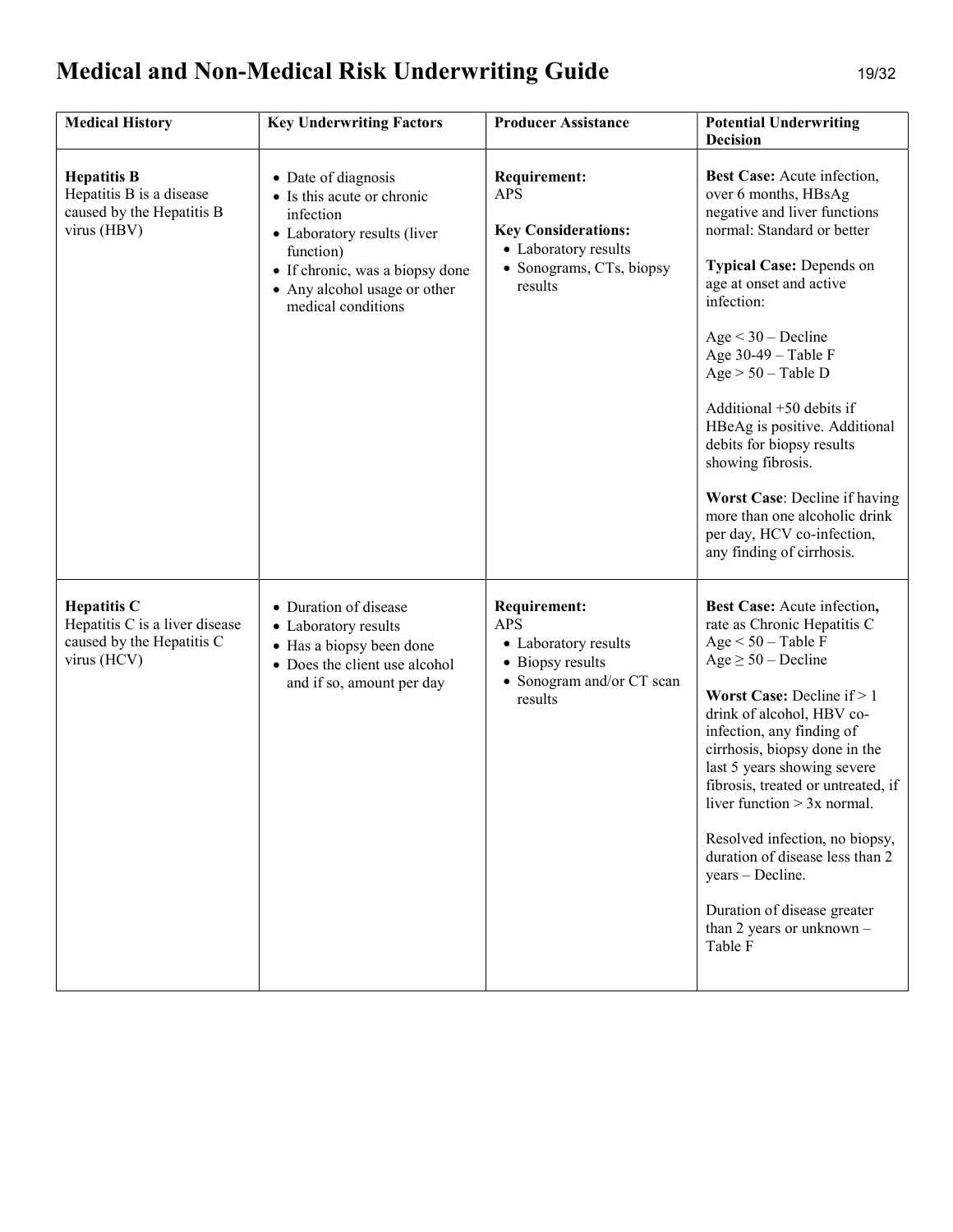# Medical and Non-Medical Risk Underwriting Guide

| Medical History | Key Underwriting Factors | Producer Assistance | Potential Underwriting Decision |
|---|---|---|---|
| **Hepatitis B**<br>Hepatitis B is a disease caused by the Hepatitis B virus (HBV) | • Date of diagnosis<br>• Is this acute or chronic infection<br>• Laboratory results (liver function)<br>• If chronic, was a biopsy done<br>• Any alcohol usage or other medical conditions | **Requirement:**<br>APS<br><br>**Key Considerations:**<br>• Laboratory results<br>• Sonograms, CTs, biopsy results | **Best Case:** Acute infection, over 6 months, HBsAg negative and liver functions normal: Standard or better<br><br>**Typical Case:** Depends on age at onset and active infection:<br><br>Age < 30 – Decline<br>Age 30-49 – Table F<br>Age > 50 – Table D<br><br>Additional +50 debits if HBeAg is positive. Additional debits for biopsy results showing fibrosis.<br><br>**Worst Case**: Decline if having more than one alcoholic drink per day, HCV co-infection, any finding of cirrhosis. |
| **Hepatitis C**<br>Hepatitis C is a liver disease caused by the Hepatitis C virus (HCV) | • Duration of disease<br>• Laboratory results<br>• Has a biopsy been done<br>• Does the client use alcohol and if so, amount per day | **Requirement:**<br>APS<br>• Laboratory results<br>• Biopsy results<br>• Sonogram and/or CT scan results | **Best Case:** Acute infection**,** rate as Chronic Hepatitis C<br>Age < 50 – Table F<br>Age ≥ 50 – Decline<br><br>**Worst Case:** Decline if > 1 drink of alcohol, HBV co-infection, any finding of cirrhosis, biopsy done in the last 5 years showing severe fibrosis, treated or untreated, if liver function > 3x normal.<br><br>Resolved infection, no biopsy, duration of disease less than 2 years – Decline.<br><br>Duration of disease greater than 2 years or unknown – Table F |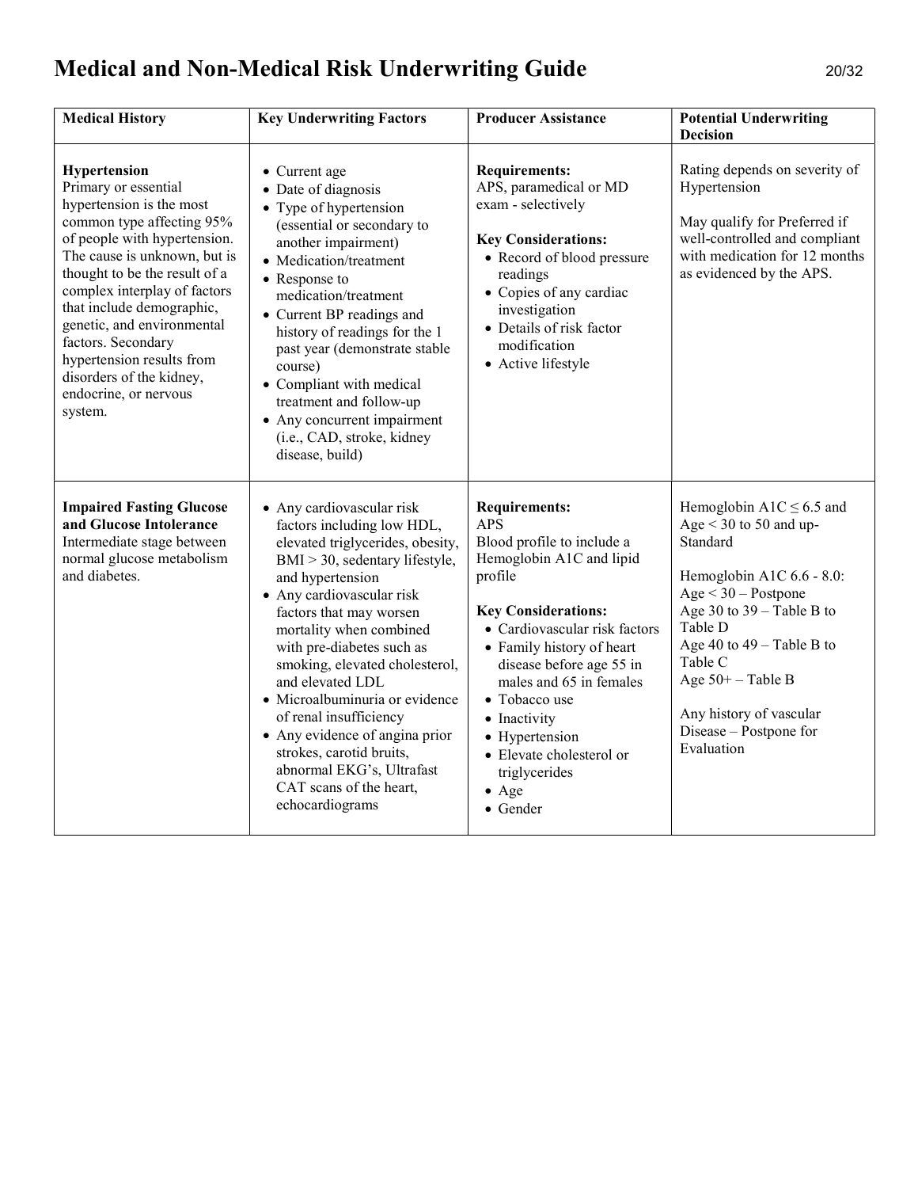# Medical and Non-Medical Risk Underwriting Guide

| Medical History | Key Underwriting Factors | Producer Assistance | Potential Underwriting Decision |
|---|---|---|---|
| **Hypertension**<br>Primary or essential hypertension is the most common type affecting 95% of people with hypertension. The cause is unknown, but is thought to be the result of a complex interplay of factors that include demographic, genetic, and environmental factors. Secondary hypertension results from disorders of the kidney, endocrine, or nervous system. | • Current age<br>• Date of diagnosis<br>• Type of hypertension (essential or secondary to another impairment)<br>• Medication/treatment<br>• Response to medication/treatment<br>• Current BP readings and history of readings for the 1 past year (demonstrate stable course)<br>• Compliant with medical treatment and follow-up<br>• Any concurrent impairment (i.e., CAD, stroke, kidney disease, build) | **Requirements:**<br>APS, paramedical or MD exam - selectively<br><br>**Key Considerations:**<br>• Record of blood pressure readings<br>• Copies of any cardiac investigation<br>• Details of risk factor modification<br>• Active lifestyle | Rating depends on severity of Hypertension<br><br>May qualify for Preferred if well-controlled and compliant with medication for 12 months as evidenced by the APS. |
| **Impaired Fasting Glucose and Glucose Intolerance**<br>Intermediate stage between normal glucose metabolism and diabetes. | • Any cardiovascular risk factors including low HDL, elevated triglycerides, obesity, BMI > 30, sedentary lifestyle, and hypertension<br>• Any cardiovascular risk factors that may worsen mortality when combined with pre-diabetes such as smoking, elevated cholesterol, and elevated LDL<br>• Microalbuminuria or evidence of renal insufficiency<br>• Any evidence of angina prior strokes, carotid bruits, abnormal EKG's, Ultrafast CAT scans of the heart, echocardiograms | **Requirements:**<br>APS<br>Blood profile to include a Hemoglobin A1C and lipid profile<br><br>**Key Considerations:**<br>• Cardiovascular risk factors<br>• Family history of heart disease before age 55 in males and 65 in females<br>• Tobacco use<br>• Inactivity<br>• Hypertension<br>• Elevate cholesterol or triglycerides<br>• Age<br>• Gender | Hemoglobin A1C ≤ 6.5 and Age < 30 to 50 and up- Standard<br><br>Hemoglobin A1C 6.6 - 8.0:<br>Age < 30 – Postpone<br>Age 30 to 39 – Table B to Table D<br>Age 40 to 49 – Table B to Table C<br>Age 50+ – Table B<br><br>Any history of vascular Disease – Postpone for Evaluation |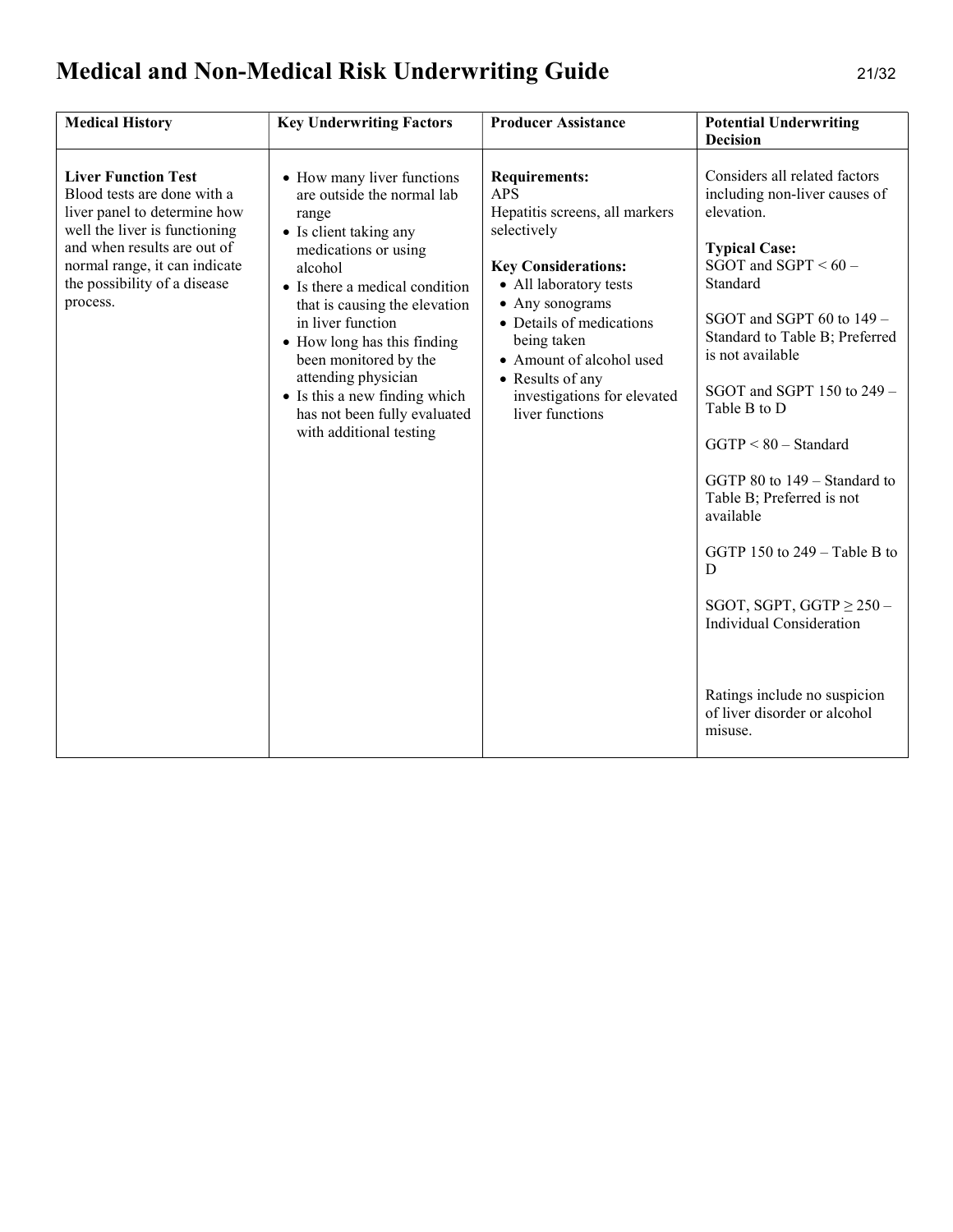# Medical and Non-Medical Risk Underwriting Guide

| Medical History | Key Underwriting Factors | Producer Assistance | Potential Underwriting Decision |
|---|---|---|---|
| **Liver Function Test**<br>Blood tests are done with a liver panel to determine how well the liver is functioning and when results are out of normal range, it can indicate the possibility of a disease process. | • How many liver functions are outside the normal lab range<br>• Is client taking any medications or using alcohol<br>• Is there a medical condition that is causing the elevation in liver function<br>• How long has this finding been monitored by the attending physician<br>• Is this a new finding which has not been fully evaluated with additional testing | **Requirements:**<br>APS<br>Hepatitis screens, all markers selectively<br><br>**Key Considerations:**<br>• All laboratory tests<br>• Any sonograms<br>• Details of medications being taken<br>• Amount of alcohol used<br>• Results of any investigations for elevated liver functions | Considers all related factors including non-liver causes of elevation.<br><br>**Typical Case:**<br>SGOT and SGPT < 60 – Standard<br><br>SGOT and SGPT 60 to 149 – Standard to Table B; Preferred is not available<br><br>SGOT and SGPT 150 to 249 – Table B to D<br><br>GGTP < 80 – Standard<br><br>GGTP 80 to 149 – Standard to Table B; Preferred is not available<br><br>GGTP 150 to 249 – Table B to D<br><br>SGOT, SGPT, GGTP ≥ 250 – Individual Consideration<br><br>Ratings include no suspicion of liver disorder or alcohol misuse. |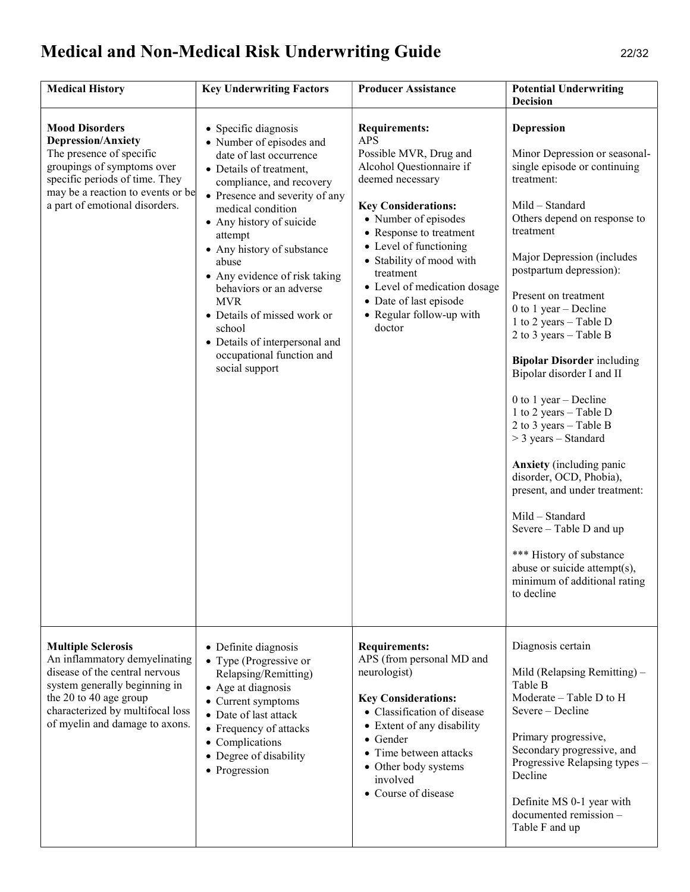# Medical and Non-Medical Risk Underwriting Guide

| Medical History | Key Underwriting Factors | Producer Assistance | Potential Underwriting Decision |
|---|---|---|---|
| **Mood Disorders Depression/Anxiety**<br>The presence of specific groupings of symptoms over specific periods of time. They may be a reaction to events or be a part of emotional disorders. | • Specific diagnosis<br>• Number of episodes and date of last occurrence<br>• Details of treatment, compliance, and recovery<br>• Presence and severity of any medical condition<br>• Any history of suicide attempt<br>• Any history of substance abuse<br>• Any evidence of risk taking behaviors or an adverse MVR<br>• Details of missed work or school<br>• Details of interpersonal and occupational function and social support | **Requirements:**<br>APS<br>Possible MVR, Drug and Alcohol Questionnaire if deemed necessary<br><br>**Key Considerations:**<br>• Number of episodes<br>• Response to treatment<br>• Level of functioning<br>• Stability of mood with treatment<br>• Level of medication dosage<br>• Date of last episode<br>• Regular follow-up with doctor | **Depression**<br><br>Minor Depression or seasonal-single episode or continuing treatment:<br><br>Mild – Standard<br>Others depend on response to treatment<br><br>Major Depression (includes postpartum depression):<br><br>Present on treatment<br>0 to 1 year – Decline<br>1 to 2 years – Table D<br>2 to 3 years – Table B<br><br>**Bipolar Disorder** including Bipolar disorder I and II<br><br>0 to 1 year – Decline<br>1 to 2 years – Table D<br>2 to 3 years – Table B<br>> 3 years – Standard<br><br>**Anxiety** (including panic disorder, OCD, Phobia), present, and under treatment:<br><br>Mild – Standard<br>Severe – Table D and up<br><br>*** History of substance abuse or suicide attempt(s), minimum of additional rating to decline |
| **Multiple Sclerosis**<br>An inflammatory demyelinating disease of the central nervous system generally beginning in the 20 to 40 age group characterized by multifocal loss of myelin and damage to axons. | • Definite diagnosis<br>• Type (Progressive or Relapsing/Remitting)<br>• Age at diagnosis<br>• Current symptoms<br>• Date of last attack<br>• Frequency of attacks<br>• Complications<br>• Degree of disability<br>• Progression | **Requirements:**<br>APS (from personal MD and neurologist)<br><br>**Key Considerations:**<br>• Classification of disease<br>• Extent of any disability<br>• Gender<br>• Time between attacks<br>• Other body systems involved<br>• Course of disease | Diagnosis certain<br><br>Mild (Relapsing Remitting) – Table B<br>Moderate – Table D to H<br>Severe – Decline<br><br>Primary progressive, Secondary progressive, and Progressive Relapsing types – Decline<br><br>Definite MS 0-1 year with documented remission – Table F and up |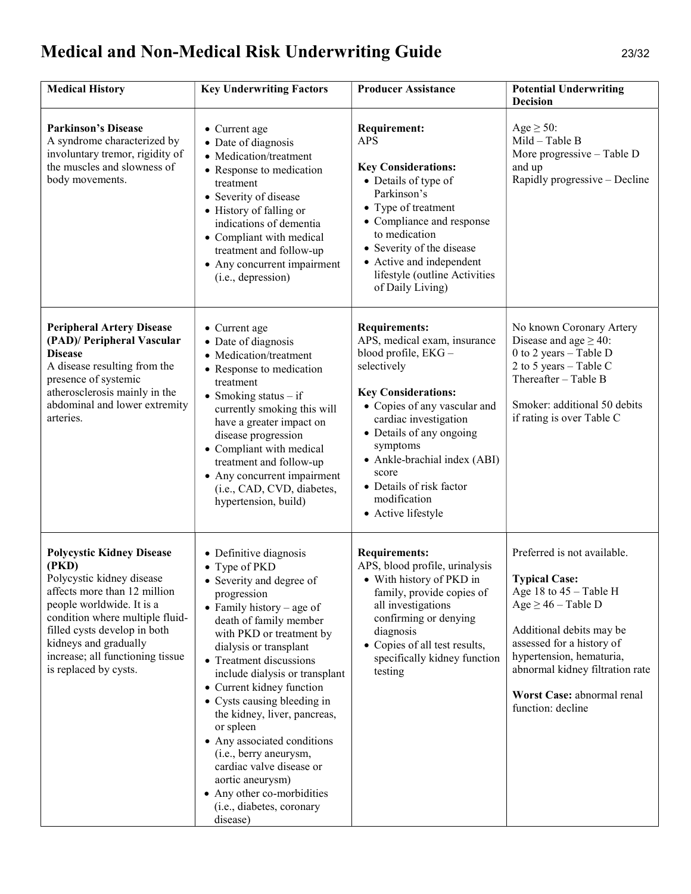# Medical and Non-Medical Risk Underwriting Guide

| Medical History | Key Underwriting Factors | Producer Assistance | Potential Underwriting Decision |
|---|---|---|---|
| **Parkinson's Disease**<br>A syndrome characterized by involuntary tremor, rigidity of the muscles and slowness of body movements. | • Current age<br>• Date of diagnosis<br>• Medication/treatment<br>• Response to medication treatment<br>• Severity of disease<br>• History of falling or indications of dementia<br>• Compliant with medical treatment and follow-up<br>• Any concurrent impairment (i.e., depression) | **Requirement:**<br>APS<br><br>**Key Considerations:**<br>• Details of type of Parkinson's<br>• Type of treatment<br>• Compliance and response to medication<br>• Severity of the disease<br>• Active and independent lifestyle (outline Activities of Daily Living) | Age ≥ 50:<br>Mild – Table B<br>More progressive – Table D and up<br>Rapidly progressive – Decline |
| **Peripheral Artery Disease (PAD)/ Peripheral Vascular Disease**<br>A disease resulting from the presence of systemic atherosclerosis mainly in the abdominal and lower extremity arteries. | • Current age<br>• Date of diagnosis<br>• Medication/treatment<br>• Response to medication treatment<br>• Smoking status – if currently smoking this will have a greater impact on disease progression<br>• Compliant with medical treatment and follow-up<br>• Any concurrent impairment (i.e., CAD, CVD, diabetes, hypertension, build) | **Requirements:**<br>APS, medical exam, insurance blood profile, EKG – selectively<br><br>**Key Considerations:**<br>• Copies of any vascular and cardiac investigation<br>• Details of any ongoing symptoms<br>• Ankle-brachial index (ABI) score<br>• Details of risk factor modification<br>• Active lifestyle | No known Coronary Artery Disease and age ≥ 40:<br>0 to 2 years – Table D<br>2 to 5 years – Table C<br>Thereafter – Table B<br><br>Smoker: additional 50 debits if rating is over Table C |
| **Polycystic Kidney Disease (PKD)**<br>Polycystic kidney disease affects more than 12 million people worldwide. It is a condition where multiple fluid-filled cysts develop in both kidneys and gradually increase; all functioning tissue is replaced by cysts. | • Definitive diagnosis<br>• Type of PKD<br>• Severity and degree of progression<br>• Family history – age of death of family member with PKD or treatment by dialysis or transplant<br>• Treatment discussions include dialysis or transplant<br>• Current kidney function<br>• Cysts causing bleeding in the kidney, liver, pancreas, or spleen<br>• Any associated conditions (i.e., berry aneurysm, cardiac valve disease or aortic aneurysm)<br>• Any other co-morbidities (i.e., diabetes, coronary disease) | **Requirements:**<br>APS, blood profile, urinalysis<br>• With history of PKD in family, provide copies of all investigations confirming or denying diagnosis<br>• Copies of all test results, specifically kidney function testing | Preferred is not available.<br><br>**Typical Case:**<br>Age 18 to 45 – Table H<br>Age ≥ 46 – Table D<br><br>Additional debits may be assessed for a history of hypertension, hematuria, abnormal kidney filtration rate<br><br>**Worst Case:** abnormal renal function: decline |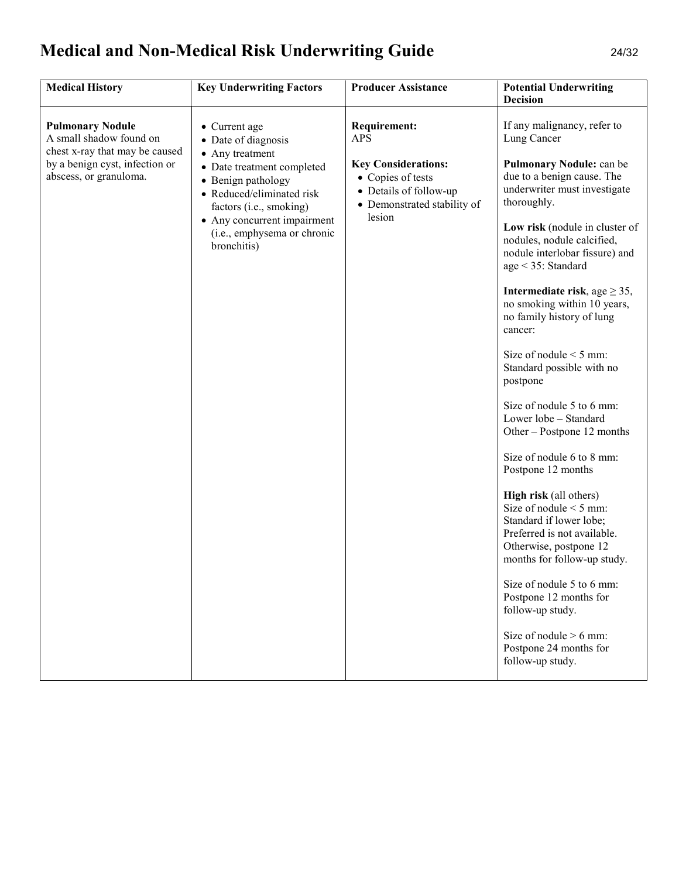| Medical History | Key Underwriting Factors | Producer Assistance | Potential Underwriting Decision |
|---|---|---|---|
| **Pulmonary Nodule**<br>A small shadow found on chest x-ray that may be caused by a benign cyst, infection or abscess, or granuloma. | • Current age<br>• Date of diagnosis<br>• Any treatment<br>• Date treatment completed<br>• Benign pathology<br>• Reduced/eliminated risk factors (i.e., smoking)<br>• Any concurrent impairment (i.e., emphysema or chronic bronchitis) | **Requirement:**<br>APS<br><br>**Key Considerations:**<br>• Copies of tests<br>• Details of follow-up<br>• Demonstrated stability of lesion | If any malignancy, refer to Lung Cancer<br><br>**Pulmonary Nodule:** can be due to a benign cause. The underwriter must investigate thoroughly.<br><br>**Low risk** (nodule in cluster of nodules, nodule calcified, nodule interlobar fissure) and age < 35: Standard<br><br>**Intermediate risk**, age ≥ 35, no smoking within 10 years, no family history of lung cancer:<br><br>Size of nodule < 5 mm: Standard possible with no postpone<br><br>Size of nodule 5 to 6 mm: Lower lobe – Standard Other – Postpone 12 months<br><br>Size of nodule 6 to 8 mm: Postpone 12 months<br><br>**High risk** (all others)<br>Size of nodule < 5 mm: Standard if lower lobe; Preferred is not available. Otherwise, postpone 12 months for follow-up study.<br><br>Size of nodule 5 to 6 mm: Postpone 12 months for follow-up study.<br><br>Size of nodule > 6 mm: Postpone 24 months for follow-up study. |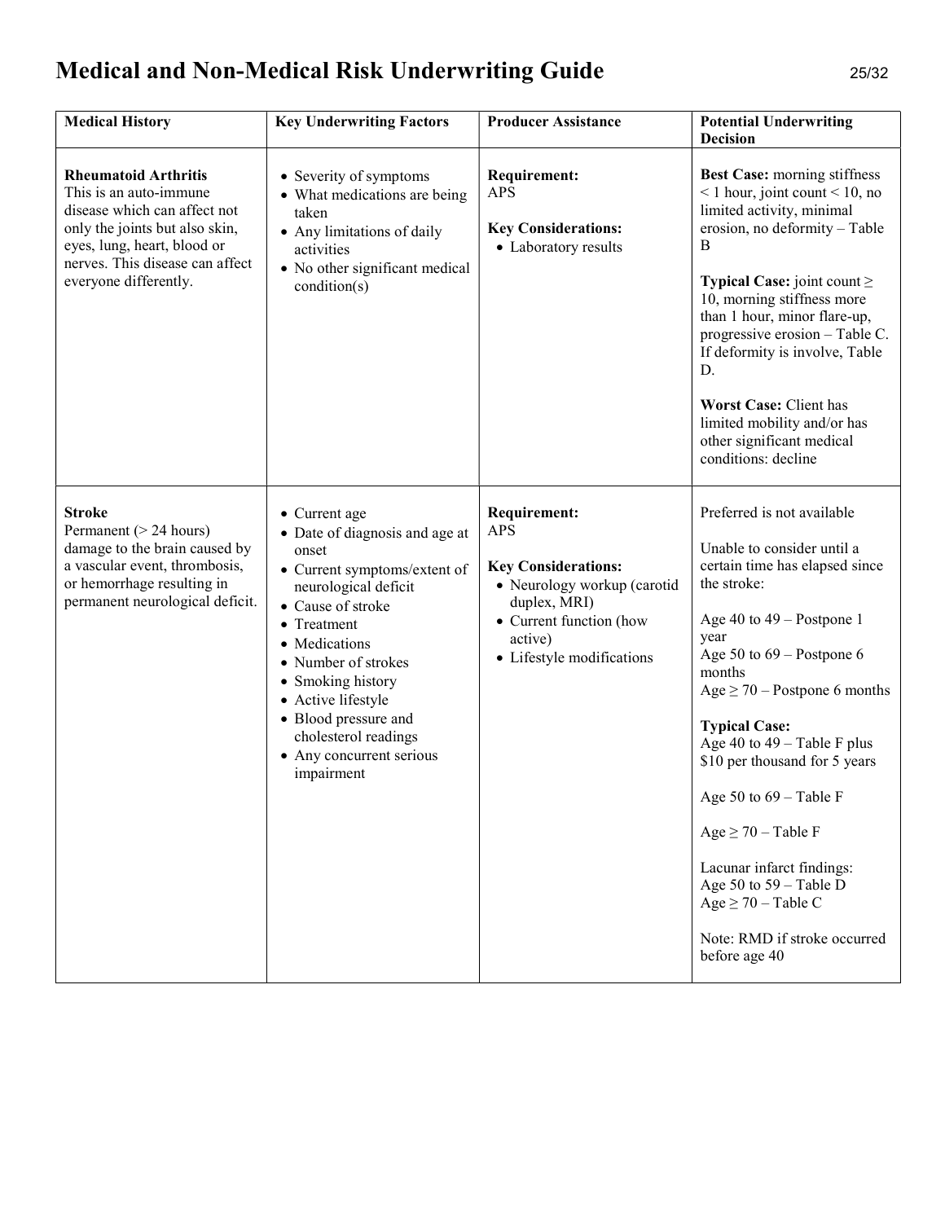# Medical and Non-Medical Risk Underwriting Guide

| Medical History | Key Underwriting Factors | Producer Assistance | Potential Underwriting Decision |
|---|---|---|---|
| **Rheumatoid Arthritis**<br>This is an auto-immune disease which can affect not only the joints but also skin, eyes, lung, heart, blood or nerves. This disease can affect everyone differently. | • Severity of symptoms<br>• What medications are being taken<br>• Any limitations of daily activities<br>• No other significant medical condition(s) | **Requirement:**<br>APS<br><br>**Key Considerations:**<br>• Laboratory results | **Best Case:** morning stiffness < 1 hour, joint count < 10, no limited activity, minimal erosion, no deformity – Table B<br><br>**Typical Case:** joint count ≥ 10, morning stiffness more than 1 hour, minor flare-up, progressive erosion – Table C. If deformity is involve, Table D.<br><br>**Worst Case:** Client has limited mobility and/or has other significant medical conditions: decline |
| **Stroke**<br>Permanent (> 24 hours) damage to the brain caused by a vascular event, thrombosis, or hemorrhage resulting in permanent neurological deficit. | • Current age<br>• Date of diagnosis and age at onset<br>• Current symptoms/extent of neurological deficit<br>• Cause of stroke<br>• Treatment<br>• Medications<br>• Number of strokes<br>• Smoking history<br>• Active lifestyle<br>• Blood pressure and cholesterol readings<br>• Any concurrent serious impairment | **Requirement:**<br>APS<br><br>**Key Considerations:**<br>• Neurology workup (carotid duplex, MRI)<br>• Current function (how active)<br>• Lifestyle modifications | Preferred is not available<br><br>Unable to consider until a certain time has elapsed since the stroke:<br><br>Age 40 to 49 – Postpone 1 year<br>Age 50 to 69 – Postpone 6 months<br>Age ≥ 70 – Postpone 6 months<br><br>**Typical Case:**<br>Age 40 to 49 – Table F plus \$10 per thousand for 5 years<br><br>Age 50 to 69 – Table F<br><br>Age ≥ 70 – Table F<br><br>Lacunar infarct findings:<br>Age 50 to 59 – Table D<br>Age ≥ 70 – Table C<br><br>Note: RMD if stroke occurred before age 40 |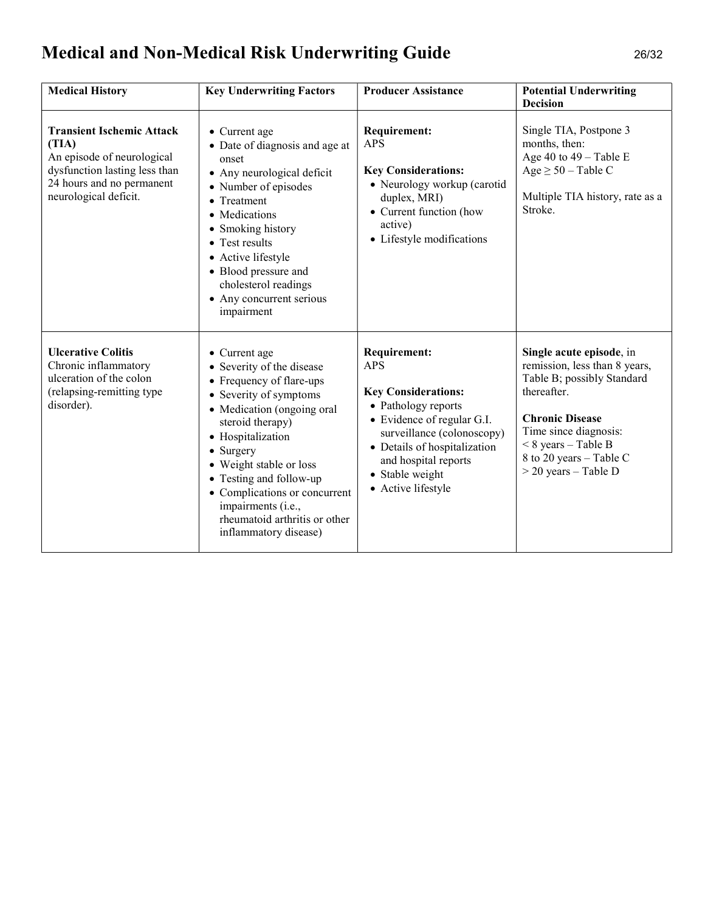| Medical History | Key Underwriting Factors | Producer Assistance | Potential Underwriting Decision |
|---|---|---|---|
| **Transient Ischemic Attack (TIA)**<br>An episode of neurological dysfunction lasting less than 24 hours and no permanent neurological deficit. | • Current age<br>• Date of diagnosis and age at onset<br>• Any neurological deficit<br>• Number of episodes<br>• Treatment<br>• Medications<br>• Smoking history<br>• Test results<br>• Active lifestyle<br>• Blood pressure and cholesterol readings<br>• Any concurrent serious impairment | **Requirement:**<br>APS<br><br>**Key Considerations:**<br>• Neurology workup (carotid duplex, MRI)<br>• Current function (how active)<br>• Lifestyle modifications | Single TIA, Postpone 3 months, then:<br>Age 40 to 49 – Table E<br>Age ≥ 50 – Table C<br><br>Multiple TIA history, rate as a Stroke. |
| **Ulcerative Colitis**<br>Chronic inflammatory ulceration of the colon (relapsing-remitting type disorder). | • Current age<br>• Severity of the disease<br>• Frequency of flare-ups<br>• Severity of symptoms<br>• Medication (ongoing oral steroid therapy)<br>• Hospitalization<br>• Surgery<br>• Weight stable or loss<br>• Testing and follow-up<br>• Complications or concurrent impairments (i.e., rheumatoid arthritis or other inflammatory disease) | **Requirement:**<br>APS<br><br>**Key Considerations:**<br>• Pathology reports<br>• Evidence of regular G.I. surveillance (colonoscopy)<br>• Details of hospitalization and hospital reports<br>• Stable weight<br>• Active lifestyle | **Single acute episode**, in remission, less than 8 years, Table B; possibly Standard thereafter.<br><br>**Chronic Disease**<br>Time since diagnosis:<br>< 8 years – Table B<br>8 to 20 years – Table C<br>> 20 years – Table D |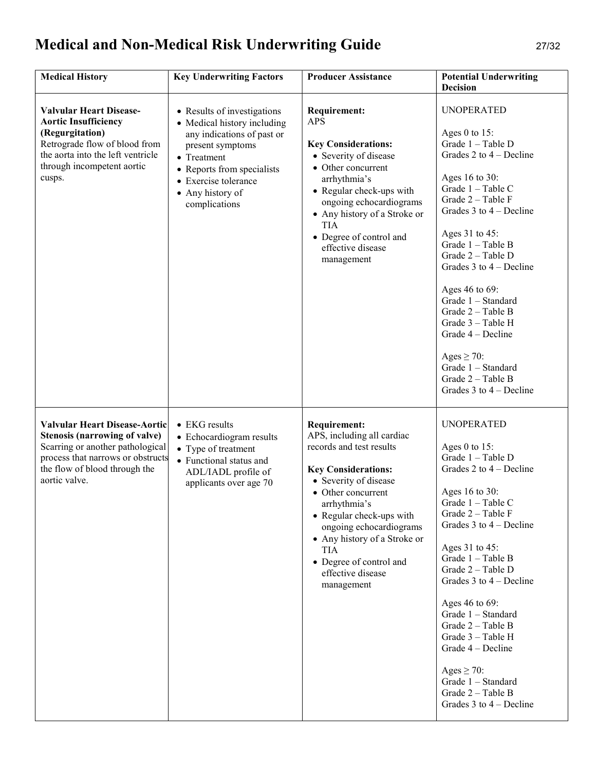# Medical and Non-Medical Risk Underwriting Guide

| Medical History | Key Underwriting Factors | Producer Assistance | Potential Underwriting Decision |
|---|---|---|---|
| **Valvular Heart Disease-Aortic Insufficiency (Regurgitation)**<br>Retrograde flow of blood from the aorta into the left ventricle through incompetent aortic cusps. | • Results of investigations<br>• Medical history including any indications of past or present symptoms<br>• Treatment<br>• Reports from specialists<br>• Exercise tolerance<br>• Any history of complications | **Requirement:**<br>APS<br><br>**Key Considerations:**<br>• Severity of disease<br>• Other concurrent arrhythmia's<br>• Regular check-ups with ongoing echocardiograms<br>• Any history of a Stroke or TIA<br>• Degree of control and effective disease management | UNOPERATED<br><br>Ages 0 to 15:<br>Grade 1 – Table D<br>Grades 2 to 4 – Decline<br><br>Ages 16 to 30:<br>Grade 1 – Table C<br>Grade 2 – Table F<br>Grades 3 to 4 – Decline<br><br>Ages 31 to 45:<br>Grade 1 – Table B<br>Grade 2 – Table D<br>Grades 3 to 4 – Decline<br><br>Ages 46 to 69:<br>Grade 1 – Standard<br>Grade 2 – Table B<br>Grade 3 – Table H<br>Grade 4 – Decline<br><br>Ages ≥ 70:<br>Grade 1 – Standard<br>Grade 2 – Table B<br>Grades 3 to 4 – Decline |
| **Valvular Heart Disease-Aortic Stenosis (narrowing of valve)**<br>Scarring or another pathological process that narrows or obstructs the flow of blood through the aortic valve. | • EKG results<br>• Echocardiogram results<br>• Type of treatment<br>• Functional status and ADL/IADL profile of applicants over age 70 | **Requirement:**<br>APS, including all cardiac records and test results<br><br>**Key Considerations:**<br>• Severity of disease<br>• Other concurrent arrhythmia's<br>• Regular check-ups with ongoing echocardiograms<br>• Any history of a Stroke or TIA<br>• Degree of control and effective disease management | UNOPERATED<br><br>Ages 0 to 15:<br>Grade 1 – Table D<br>Grades 2 to 4 – Decline<br><br>Ages 16 to 30:<br>Grade 1 – Table C<br>Grade 2 – Table F<br>Grades 3 to 4 – Decline<br><br>Ages 31 to 45:<br>Grade 1 – Table B<br>Grade 2 – Table D<br>Grades 3 to 4 – Decline<br><br>Ages 46 to 69:<br>Grade 1 – Standard<br>Grade 2 – Table B<br>Grade 3 – Table H<br>Grade 4 – Decline<br><br>Ages ≥ 70:<br>Grade 1 – Standard<br>Grade 2 – Table B<br>Grades 3 to 4 – Decline |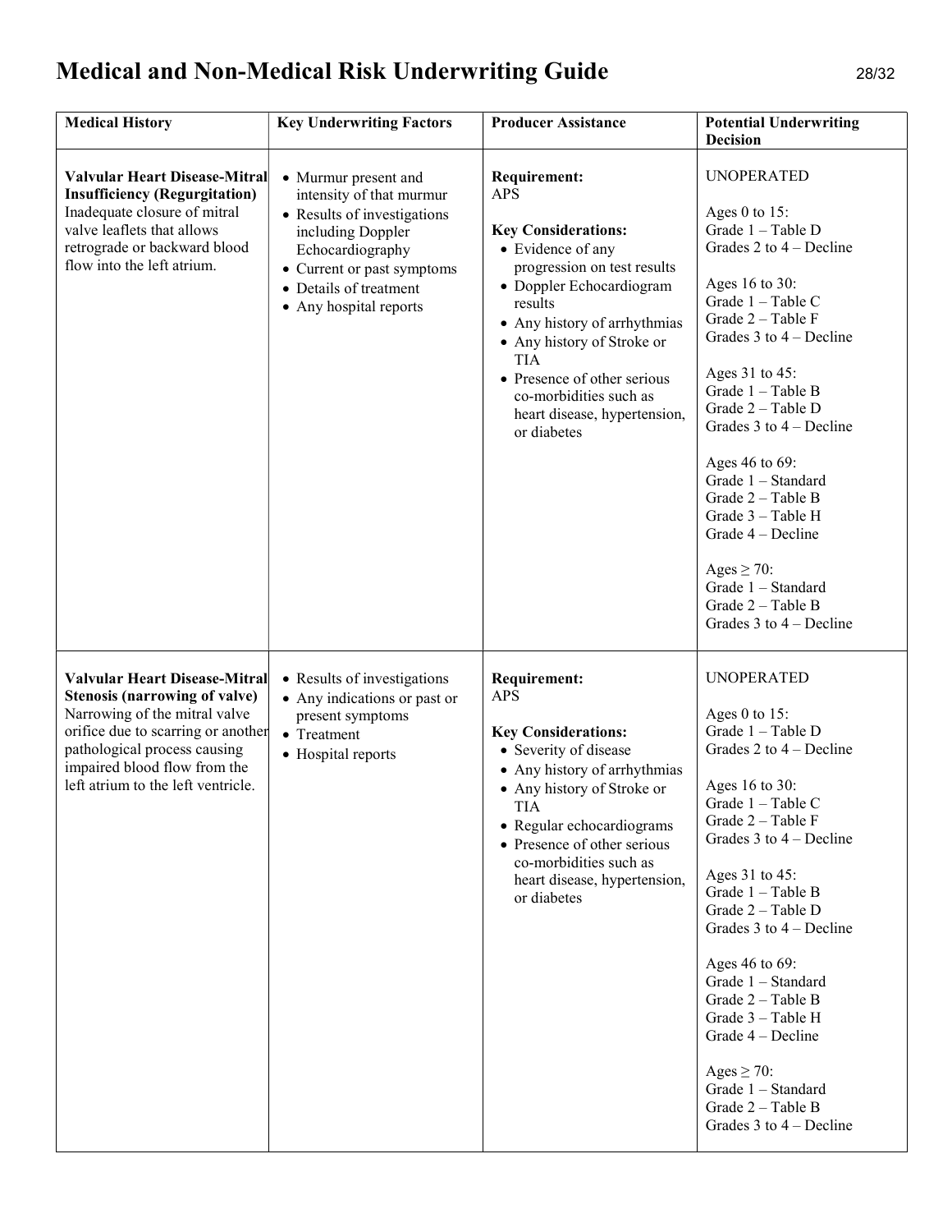| Medical History | Key Underwriting Factors | Producer Assistance | Potential Underwriting Decision |
|---|---|---|---|
| **Valvular Heart Disease-Mitral Insufficiency (Regurgitation)**<br>Inadequate closure of mitral valve leaflets that allows retrograde or backward blood flow into the left atrium. | • Murmur present and intensity of that murmur<br>• Results of investigations including Doppler Echocardiography<br>• Current or past symptoms<br>• Details of treatment<br>• Any hospital reports | **Requirement:**<br>APS<br><br>**Key Considerations:**<br>• Evidence of any progression on test results<br>• Doppler Echocardiogram results<br>• Any history of arrhythmias<br>• Any history of Stroke or TIA<br>• Presence of other serious co-morbidities such as heart disease, hypertension, or diabetes | UNOPERATED<br><br>Ages 0 to 15:<br>Grade 1 – Table D<br>Grades 2 to 4 – Decline<br><br>Ages 16 to 30:<br>Grade 1 – Table C<br>Grade 2 – Table F<br>Grades 3 to 4 – Decline<br><br>Ages 31 to 45:<br>Grade 1 – Table B<br>Grade 2 – Table D<br>Grades 3 to 4 – Decline<br><br>Ages 46 to 69:<br>Grade 1 – Standard<br>Grade 2 – Table B<br>Grade 3 – Table H<br>Grade 4 – Decline<br><br>Ages ≥ 70:<br>Grade 1 – Standard<br>Grade 2 – Table B<br>Grades 3 to 4 – Decline |
| **Valvular Heart Disease-Mitral Stenosis (narrowing of valve)**<br>Narrowing of the mitral valve orifice due to scarring or another pathological process causing impaired blood flow from the left atrium to the left ventricle. | • Results of investigations<br>• Any indications or past or present symptoms<br>• Treatment<br>• Hospital reports | **Requirement:**<br>APS<br><br>**Key Considerations:**<br>• Severity of disease<br>• Any history of arrhythmias<br>• Any history of Stroke or TIA<br>• Regular echocardiograms<br>• Presence of other serious co-morbidities such as heart disease, hypertension, or diabetes | UNOPERATED<br><br>Ages 0 to 15:<br>Grade 1 – Table D<br>Grades 2 to 4 – Decline<br><br>Ages 16 to 30:<br>Grade 1 – Table C<br>Grade 2 – Table F<br>Grades 3 to 4 – Decline<br><br>Ages 31 to 45:<br>Grade 1 – Table B<br>Grade 2 – Table D<br>Grades 3 to 4 – Decline<br><br>Ages 46 to 69:<br>Grade 1 – Standard<br>Grade 2 – Table B<br>Grade 3 – Table H<br>Grade 4 – Decline<br><br>Ages ≥ 70:<br>Grade 1 – Standard<br>Grade 2 – Table B<br>Grades 3 to 4 – Decline |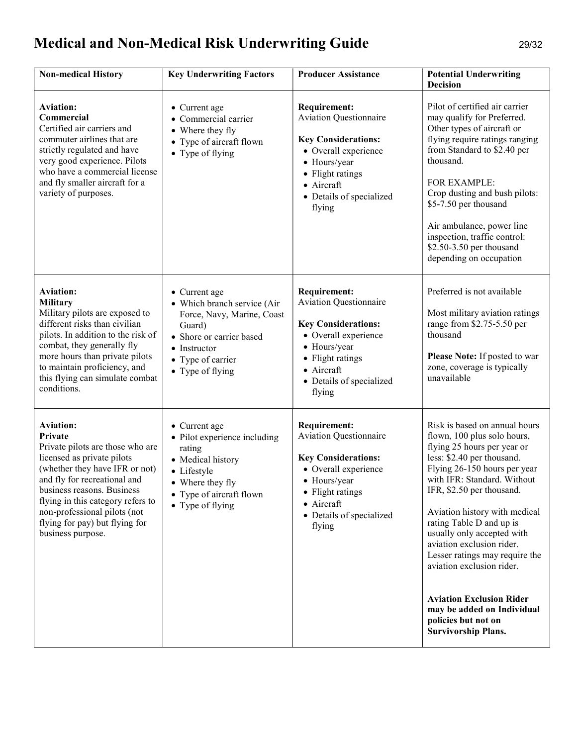# Medical and Non-Medical Risk Underwriting Guide

| Non-medical History | Key Underwriting Factors | Producer Assistance | Potential Underwriting Decision |
|---|---|---|---|
| **Aviation: Commercial**<br>Certified air carriers and commuter airlines that are strictly regulated and have very good experience. Pilots who have a commercial license and fly smaller aircraft for a variety of purposes. | • Current age<br>• Commercial carrier<br>• Where they fly<br>• Type of aircraft flown<br>• Type of flying | **Requirement:**<br>Aviation Questionnaire<br><br>**Key Considerations:**<br>• Overall experience<br>• Hours/year<br>• Flight ratings<br>• Aircraft<br>• Details of specialized flying | Pilot of certified air carrier may qualify for Preferred. Other types of aircraft or flying require ratings ranging from Standard to $2.40 per thousand.<br><br>FOR EXAMPLE:<br>Crop dusting and bush pilots: $5-7.50 per thousand<br><br>Air ambulance, power line inspection, traffic control: $2.50-3.50 per thousand depending on occupation |
| **Aviation: Military**<br>Military pilots are exposed to different risks than civilian pilots. In addition to the risk of combat, they generally fly more hours than private pilots to maintain proficiency, and this flying can simulate combat conditions. | • Current age<br>• Which branch service (Air Force, Navy, Marine, Coast Guard)<br>• Shore or carrier based<br>• Instructor<br>• Type of carrier<br>• Type of flying | **Requirement:**<br>Aviation Questionnaire<br><br>**Key Considerations:**<br>• Overall experience<br>• Hours/year<br>• Flight ratings<br>• Aircraft<br>• Details of specialized flying | Preferred is not available<br><br>Most military aviation ratings range from $2.75-5.50 per thousand<br><br>**Please Note:** If posted to war zone, coverage is typically unavailable |
| **Aviation: Private**<br>Private pilots are those who are licensed as private pilots (whether they have IFR or not) and fly for recreational and business reasons. Business flying in this category refers to non-professional pilots (not flying for pay) but flying for business purpose. | • Current age<br>• Pilot experience including rating<br>• Medical history<br>• Lifestyle<br>• Where they fly<br>• Type of aircraft flown<br>• Type of flying | **Requirement:**<br>Aviation Questionnaire<br><br>**Key Considerations:**<br>• Overall experience<br>• Hours/year<br>• Flight ratings<br>• Aircraft<br>• Details of specialized flying | Risk is based on annual hours flown, 100 plus solo hours, flying 25 hours per year or less: $2.40 per thousand. Flying 26-150 hours per year with IFR: Standard. Without IFR, $2.50 per thousand.<br><br>Aviation history with medical rating Table D and up is usually only accepted with aviation exclusion rider. Lesser ratings may require the aviation exclusion rider.<br><br>**Aviation Exclusion Rider may be added on Individual policies but not on Survivorship Plans.** |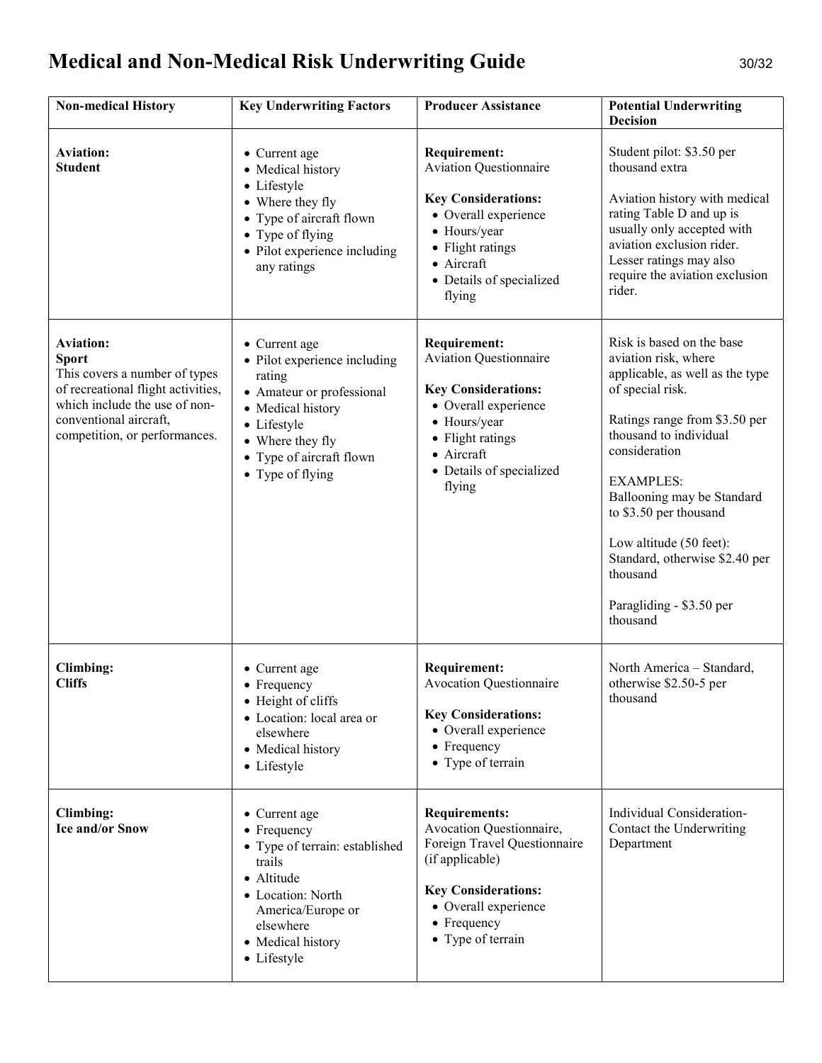# Medical and Non-Medical Risk Underwriting Guide

| Non-medical History | Key Underwriting Factors | Producer Assistance | Potential Underwriting Decision |
|---|---|---|---|
| **Aviation:**<br>**Student** | • Current age<br>• Medical history<br>• Lifestyle<br>• Where they fly<br>• Type of aircraft flown<br>• Type of flying<br>• Pilot experience including any ratings | **Requirement:**<br>Aviation Questionnaire<br><br>**Key Considerations:**<br>• Overall experience<br>• Hours/year<br>• Flight ratings<br>• Aircraft<br>• Details of specialized flying | Student pilot: $3.50 per thousand extra<br><br>Aviation history with medical rating Table D and up is usually only accepted with aviation exclusion rider. Lesser ratings may also require the aviation exclusion rider. |
| **Aviation:**<br>**Sport**<br>This covers a number of types of recreational flight activities, which include the use of non-conventional aircraft, competition, or performances. | • Current age<br>• Pilot experience including rating<br>• Amateur or professional<br>• Medical history<br>• Lifestyle<br>• Where they fly<br>• Type of aircraft flown<br>• Type of flying | **Requirement:**<br>Aviation Questionnaire<br><br>**Key Considerations:**<br>• Overall experience<br>• Hours/year<br>• Flight ratings<br>• Aircraft<br>• Details of specialized flying | Risk is based on the base aviation risk, where applicable, as well as the type of special risk.<br><br>Ratings range from $3.50 per thousand to individual consideration<br><br>EXAMPLES:<br>Ballooning may be Standard to $3.50 per thousand<br><br>Low altitude (50 feet): Standard, otherwise $2.40 per thousand<br><br>Paragliding - $3.50 per thousand |
| **Climbing:**<br>**Cliffs** | • Current age<br>• Frequency<br>• Height of cliffs<br>• Location: local area or elsewhere<br>• Medical history<br>• Lifestyle | **Requirement:**<br>Avocation Questionnaire<br><br>**Key Considerations:**<br>• Overall experience<br>• Frequency<br>• Type of terrain | North America – Standard, otherwise $2.50-5 per thousand |
| **Climbing:**<br>**Ice and/or Snow** | • Current age<br>• Frequency<br>• Type of terrain: established trails<br>• Altitude<br>• Location: North America/Europe or elsewhere<br>• Medical history<br>• Lifestyle | **Requirements:**<br>Avocation Questionnaire, Foreign Travel Questionnaire (if applicable)<br><br>**Key Considerations:**<br>• Overall experience<br>• Frequency<br>• Type of terrain | Individual Consideration- Contact the Underwriting Department |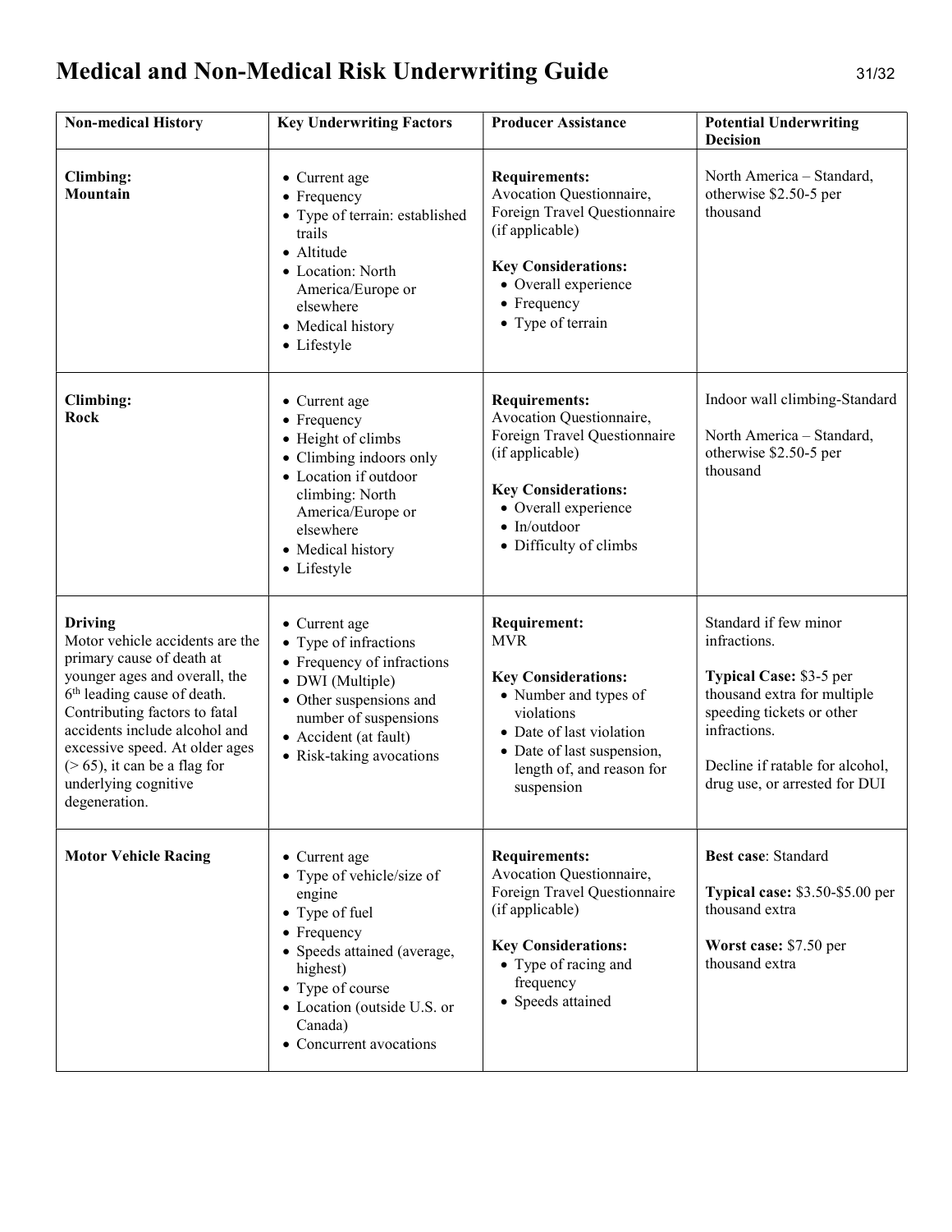# Medical and Non-Medical Risk Underwriting Guide

| Non-medical History | Key Underwriting Factors | Producer Assistance | Potential Underwriting Decision |
|---|---|---|---|
| **Climbing: Mountain** | • Current age<br>• Frequency<br>• Type of terrain: established trails<br>• Altitude<br>• Location: North America/Europe or elsewhere<br>• Medical history<br>• Lifestyle | **Requirements:**<br>Avocation Questionnaire, Foreign Travel Questionnaire (if applicable)<br><br>**Key Considerations:**<br>• Overall experience<br>• Frequency<br>• Type of terrain | North America – Standard, otherwise $2.50-5 per thousand |
| **Climbing: Rock** | • Current age<br>• Frequency<br>• Height of climbs<br>• Climbing indoors only<br>• Location if outdoor climbing: North America/Europe or elsewhere<br>• Medical history<br>• Lifestyle | **Requirements:**<br>Avocation Questionnaire, Foreign Travel Questionnaire (if applicable)<br><br>**Key Considerations:**<br>• Overall experience<br>• In/outdoor<br>• Difficulty of climbs | Indoor wall climbing-Standard<br><br>North America – Standard, otherwise $2.50-5 per thousand |
| **Driving**<br>Motor vehicle accidents are the primary cause of death at younger ages and overall, the 6th leading cause of death. Contributing factors to fatal accidents include alcohol and excessive speed. At older ages (> 65), it can be a flag for underlying cognitive degeneration. | • Current age<br>• Type of infractions<br>• Frequency of infractions<br>• DWI (Multiple)<br>• Other suspensions and number of suspensions<br>• Accident (at fault)<br>• Risk-taking avocations | **Requirement:**<br>MVR<br><br>**Key Considerations:**<br>• Number and types of violations<br>• Date of last violation<br>• Date of last suspension, length of, and reason for suspension | Standard if few minor infractions.<br><br>**Typical Case:** $3-5 per thousand extra for multiple speeding tickets or other infractions.<br><br>Decline if ratable for alcohol, drug use, or arrested for DUI |
| **Motor Vehicle Racing** | • Current age<br>• Type of vehicle/size of engine<br>• Type of fuel<br>• Frequency<br>• Speeds attained (average, highest)<br>• Type of course<br>• Location (outside U.S. or Canada)<br>• Concurrent avocations | **Requirements:**<br>Avocation Questionnaire, Foreign Travel Questionnaire (if applicable)<br><br>**Key Considerations:**<br>• Type of racing and frequency<br>• Speeds attained | **Best case**: Standard<br><br>**Typical case:** $3.50-$5.00 per thousand extra<br><br>**Worst case:** $7.50 per thousand extra |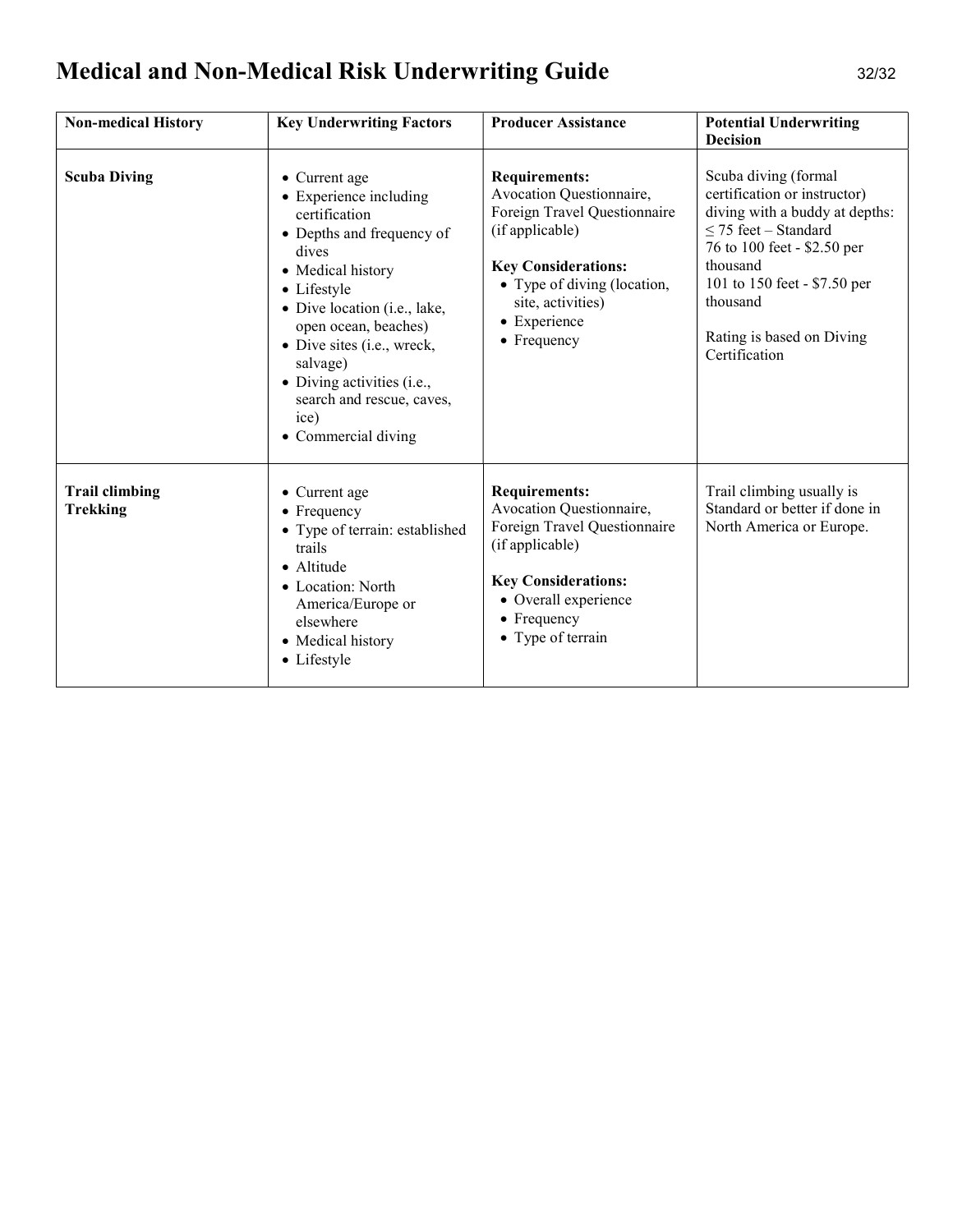# Medical and Non-Medical Risk Underwriting Guide

| Non-medical History | Key Underwriting Factors | Producer Assistance | Potential Underwriting Decision |
|---|---|---|---|
| **Scuba Diving** | • Current age<br>• Experience including certification<br>• Depths and frequency of dives<br>• Medical history<br>• Lifestyle<br>• Dive location (i.e., lake, open ocean, beaches)<br>• Dive sites (i.e., wreck, salvage)<br>• Diving activities (i.e., search and rescue, caves, ice)<br>• Commercial diving | **Requirements:**<br>Avocation Questionnaire, Foreign Travel Questionnaire (if applicable)<br><br>**Key Considerations:**<br>• Type of diving (location, site, activities)<br>• Experience<br>• Frequency | Scuba diving (formal certification or instructor) diving with a buddy at depths:<br>≤ 75 feet – Standard<br>76 to 100 feet - $2.50 per thousand<br>101 to 150 feet - $7.50 per thousand<br><br>Rating is based on Diving Certification |
| **Trail climbing**<br>**Trekking** | • Current age<br>• Frequency<br>• Type of terrain: established trails<br>• Altitude<br>• Location: North America/Europe or elsewhere<br>• Medical history<br>• Lifestyle | **Requirements:**<br>Avocation Questionnaire, Foreign Travel Questionnaire (if applicable)<br><br>**Key Considerations:**<br>• Overall experience<br>• Frequency<br>• Type of terrain | Trail climbing usually is Standard or better if done in North America or Europe. |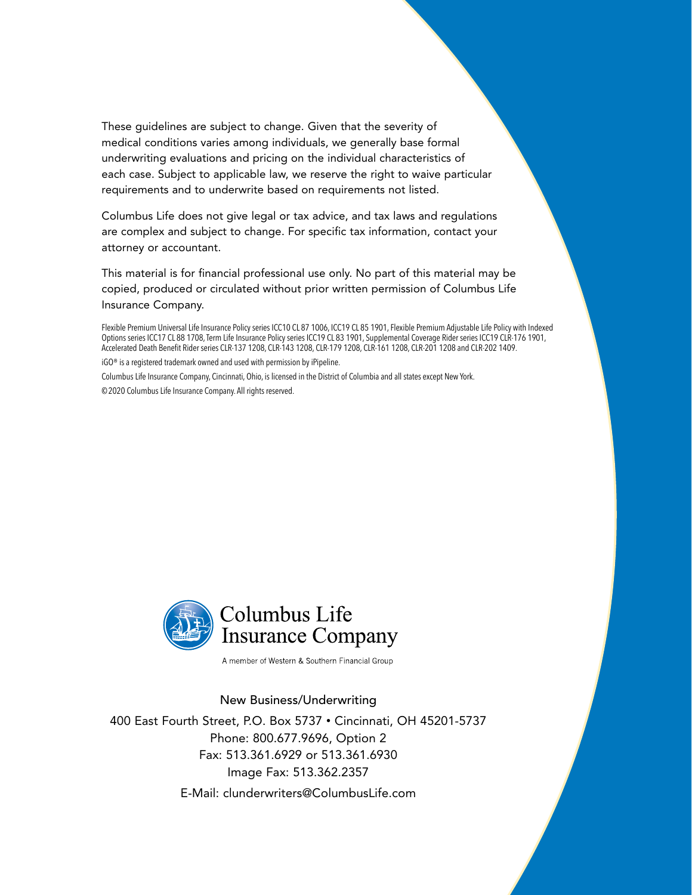These guidelines are subject to change. Given that the severity of medical conditions varies among individuals, we generally base formal underwriting evaluations and pricing on the individual characteristics of each case. Subject to applicable law, we reserve the right to waive particular requirements and to underwrite based on requirements not listed.

Columbus Life does not give legal or tax advice, and tax laws and regulations are complex and subject to change. For specific tax information, contact your attorney or accountant.

This material is for financial professional use only. No part of this material may be copied, produced or circulated without prior written permission of Columbus Life Insurance Company.

Flexible Premium Universal Life Insurance Policy series ICC10 CL 87 1006, ICC19 CL 85 1901, Flexible Premium Adjustable Life Policy with Indexed Options series ICC17 CL 88 1708, Term Life Insurance Policy series ICC19 CL 83 1901, Supplemental Coverage Rider series ICC19 CLR-176 1901, Accelerated Death Benefit Rider series CLR-137 1208, CLR-143 1208, CLR-179 1208, CLR-161 1208, CLR-201 1208 and CLR-202 1409.

iGO® is a registered trademark owned and used with permission by iPipeline.

Columbus Life Insurance Company, Cincinnati, Ohio, is licensed in the District of Columbia and all states except New York.

© 2020 Columbus Life Insurance Company. All rights reserved.

Columbus Life Insurance Company

A member of Western & Southern Financial Group

New Business/Underwriting

400 East Fourth Street, P.O. Box 5737 • Cincinnati, OH 45201-5737

Phone: 800.677.9696, Option 2

Fax: 513.361.6929 or 513.361.6930

Image Fax: 513.362.2357

E-Mail: clunderwriters@ColumbusLife.com